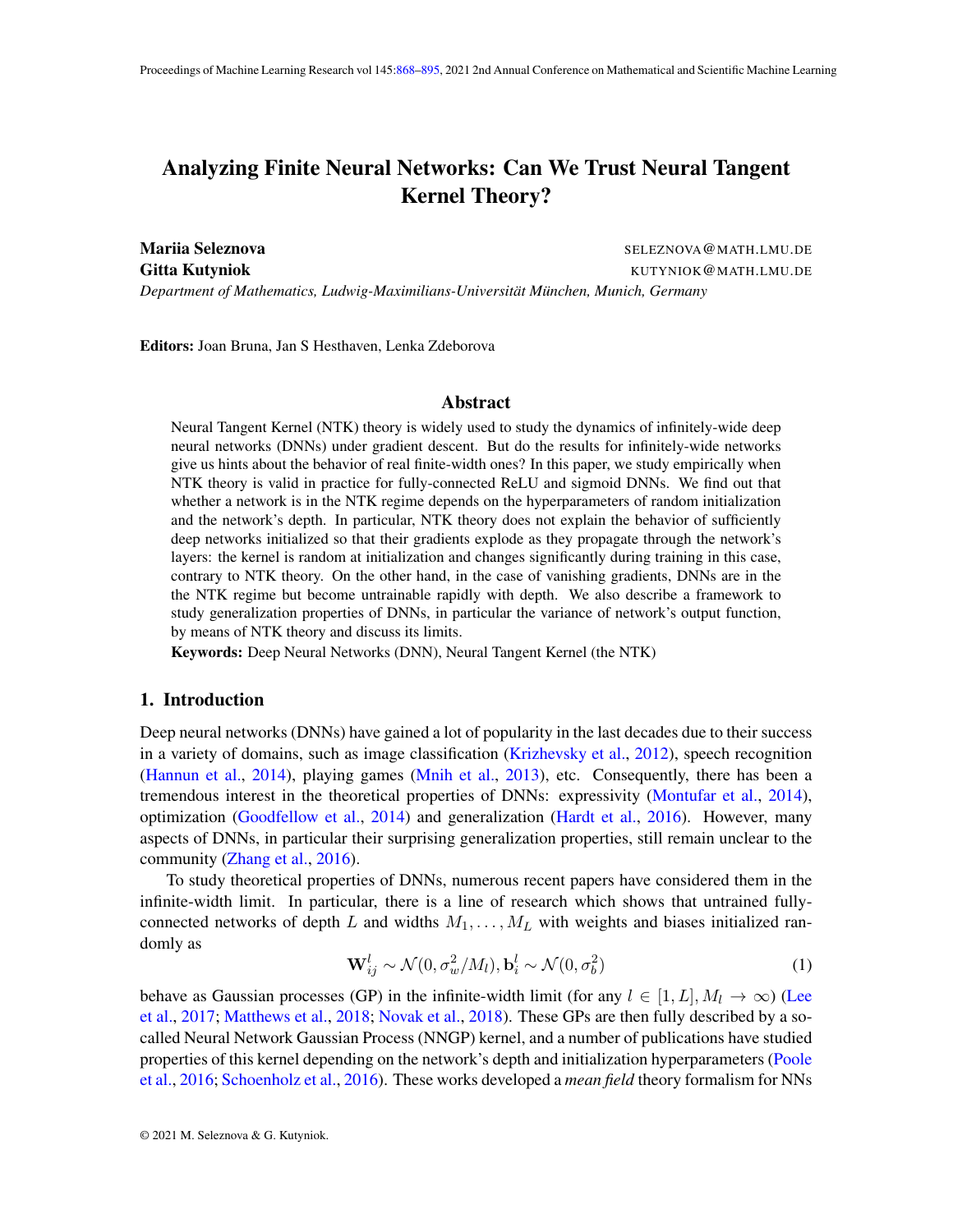# Analyzing Finite Neural Networks: Can We Trust Neural Tangent Kernel Theory?

**Mariia Seleznova** SELEZNOVA@MATH.LMU.DE
**Gitta Kutyniok** KUTYNIOK@MATH.LMU.DE
*Department of Mathematics, Ludwig-Maximilians-Universität München, Munich, Germany*

**Editors:** Joan Bruna, Jan S Hesthaven, Lenka Zdeborova

## Abstract

Neural Tangent Kernel (NTK) theory is widely used to study the dynamics of infinitely-wide deep neural networks (DNNs) under gradient descent. But do the results for infinitely-wide networks give us hints about the behavior of real finite-width ones? In this paper, we study empirically when NTK theory is valid in practice for fully-connected ReLU and sigmoid DNNs. We find out that whether a network is in the NTK regime depends on the hyperparameters of random initialization and the network's depth. In particular, NTK theory does not explain the behavior of sufficiently deep networks initialized so that their gradients explode as they propagate through the network's layers: the kernel is random at initialization and changes significantly during training in this case, contrary to NTK theory. On the other hand, in the case of vanishing gradients, DNNs are in the the NTK regime but become untrainable rapidly with depth. We also describe a framework to study generalization properties of DNNs, in particular the variance of network's output function, by means of NTK theory and discuss its limits.

**Keywords:** Deep Neural Networks (DNN), Neural Tangent Kernel (the NTK)

## 1. Introduction

Deep neural networks (DNNs) have gained a lot of popularity in the last decades due to their success in a variety of domains, such as image classification (Krizhevsky et al., 2012), speech recognition (Hannun et al., 2014), playing games (Mnih et al., 2013), etc. Consequently, there has been a tremendous interest in the theoretical properties of DNNs: expressivity (Montufar et al., 2014), optimization (Goodfellow et al., 2014) and generalization (Hardt et al., 2016). However, many aspects of DNNs, in particular their surprising generalization properties, still remain unclear to the community (Zhang et al., 2016).

To study theoretical properties of DNNs, numerous recent papers have considered them in the infinite-width limit. In particular, there is a line of research which shows that untrained fully-connected networks of depth $L$ and widths $M_1, \ldots, M_L$ with weights and biases initialized randomly as

$$\mathbf{W}_{ij}^l \sim \mathcal{N}(0, \sigma_w^2/M_l), \mathbf{b}_i^l \sim \mathcal{N}(0, \sigma_b^2) \tag{1}$$

behave as Gaussian processes (GP) in the infinite-width limit (for any $l \in [1, L], M_l \to \infty$) (Lee et al., 2017; Matthews et al., 2018; Novak et al., 2018). These GPs are then fully described by a so-called Neural Network Gaussian Process (NNGP) kernel, and a number of publications have studied properties of this kernel depending on the network's depth and initialization hyperparameters (Poole et al., 2016; Schoenholz et al., 2016). These works developed a *mean field* theory formalism for NNs

© 2021 M. Seleznova & G. Kutyniok.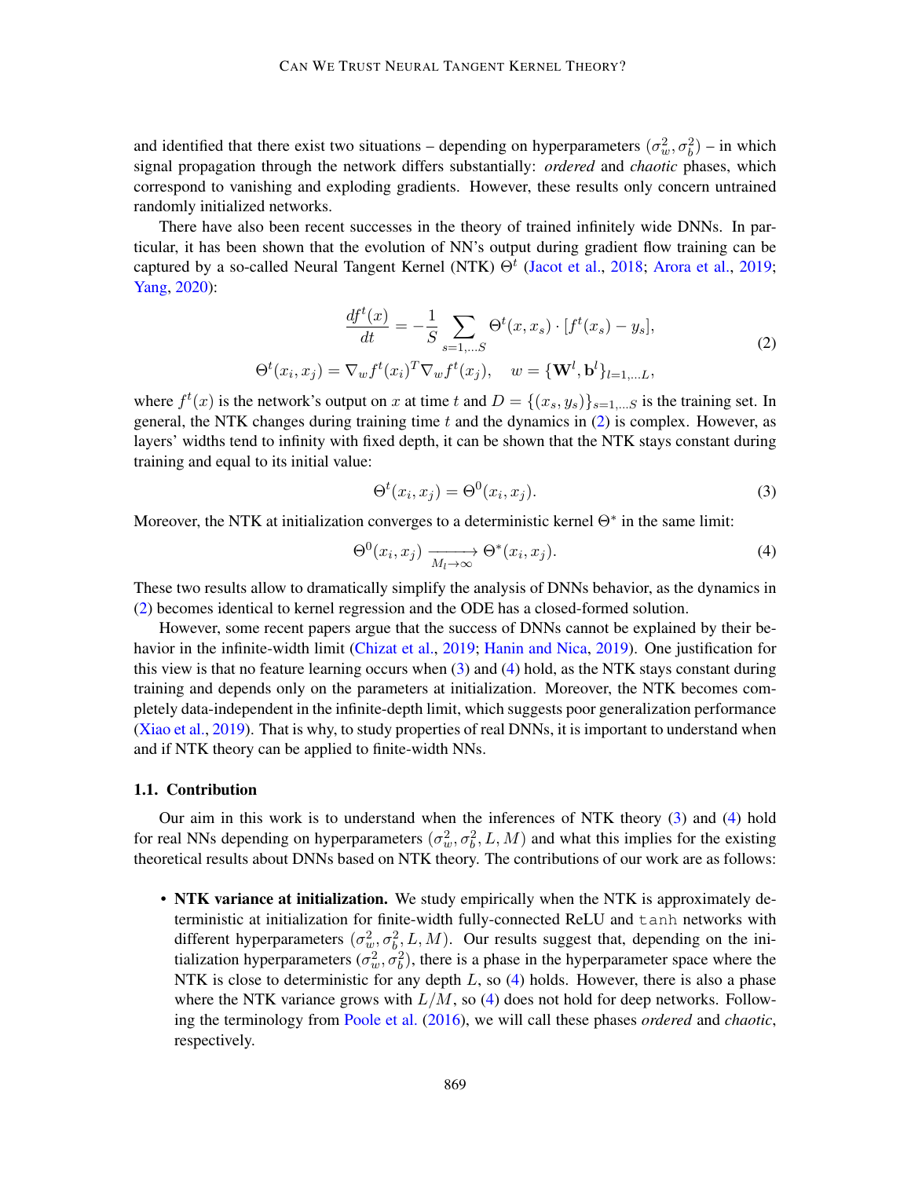and identified that there exist two situations – depending on hyperparameters $(\sigma_w^2, \sigma_b^2)$ – in which signal propagation through the network differs substantially: *ordered* and *chaotic* phases, which correspond to vanishing and exploding gradients. However, these results only concern untrained randomly initialized networks.

There have also been recent successes in the theory of trained infinitely wide DNNs. In particular, it has been shown that the evolution of NN's output during gradient flow training can be captured by a so-called Neural Tangent Kernel (NTK) $\Theta^t$ (Jacot et al., 2018; Arora et al., 2019; Yang, 2020):

$$
\begin{aligned}
\frac{df^t(x)}{dt} &= -\frac{1}{S} \sum_{s=1,\dots S} \Theta^t(x, x_s) \cdot [f^t(x_s) - y_s], \\
\Theta^t(x_i, x_j) &= \nabla_w f^t(x_i)^T \nabla_w f^t(x_j), \quad w = \{\mathbf{W}^l, \mathbf{b}^l\}_{l=1,\dots L},
\end{aligned}
\tag{2}
$$

where $f^t(x)$ is the network's output on $x$ at time $t$ and $D = \{(x_s, y_s)\}_{s=1,\dots S}$ is the training set. In general, the NTK changes during training time $t$ and the dynamics in (2) is complex. However, as layers' widths tend to infinity with fixed depth, it can be shown that the NTK stays constant during training and equal to its initial value:

$$
\Theta^t(x_i, x_j) = \Theta^0(x_i, x_j). \tag{3}
$$

Moreover, the NTK at initialization converges to a deterministic kernel $\Theta^*$ in the same limit:

$$
\Theta^0(x_i, x_j) \xrightarrow[M_l \to \infty]{} \Theta^*(x_i, x_j). \tag{4}
$$

These two results allow to dramatically simplify the analysis of DNNs behavior, as the dynamics in (2) becomes identical to kernel regression and the ODE has a closed-formed solution.

However, some recent papers argue that the success of DNNs cannot be explained by their behavior in the infinite-width limit (Chizat et al., 2019; Hanin and Nica, 2019). One justification for this view is that no feature learning occurs when (3) and (4) hold, as the NTK stays constant during training and depends only on the parameters at initialization. Moreover, the NTK becomes completely data-independent in the infinite-depth limit, which suggests poor generalization performance (Xiao et al., 2019). That is why, to study properties of real DNNs, it is important to understand when and if NTK theory can be applied to finite-width NNs.

### 1.1. Contribution

Our aim in this work is to understand when the inferences of NTK theory (3) and (4) hold for real NNs depending on hyperparameters $(\sigma_w^2, \sigma_b^2, L, M)$ and what this implies for the existing theoretical results about DNNs based on NTK theory. The contributions of our work are as follows:

- **NTK variance at initialization.** We study empirically when the NTK is approximately deterministic at initialization for finite-width fully-connected ReLU and `tanh` networks with different hyperparameters $(\sigma_w^2, \sigma_b^2, L, M)$. Our results suggest that, depending on the initialization hyperparameters $(\sigma_w^2, \sigma_b^2)$, there is a phase in the hyperparameter space where the NTK is close to deterministic for any depth $L$, so (4) holds. However, there is also a phase where the NTK variance grows with $L/M$, so (4) does not hold for deep networks. Following the terminology from Poole et al. (2016), we will call these phases *ordered* and *chaotic*, respectively.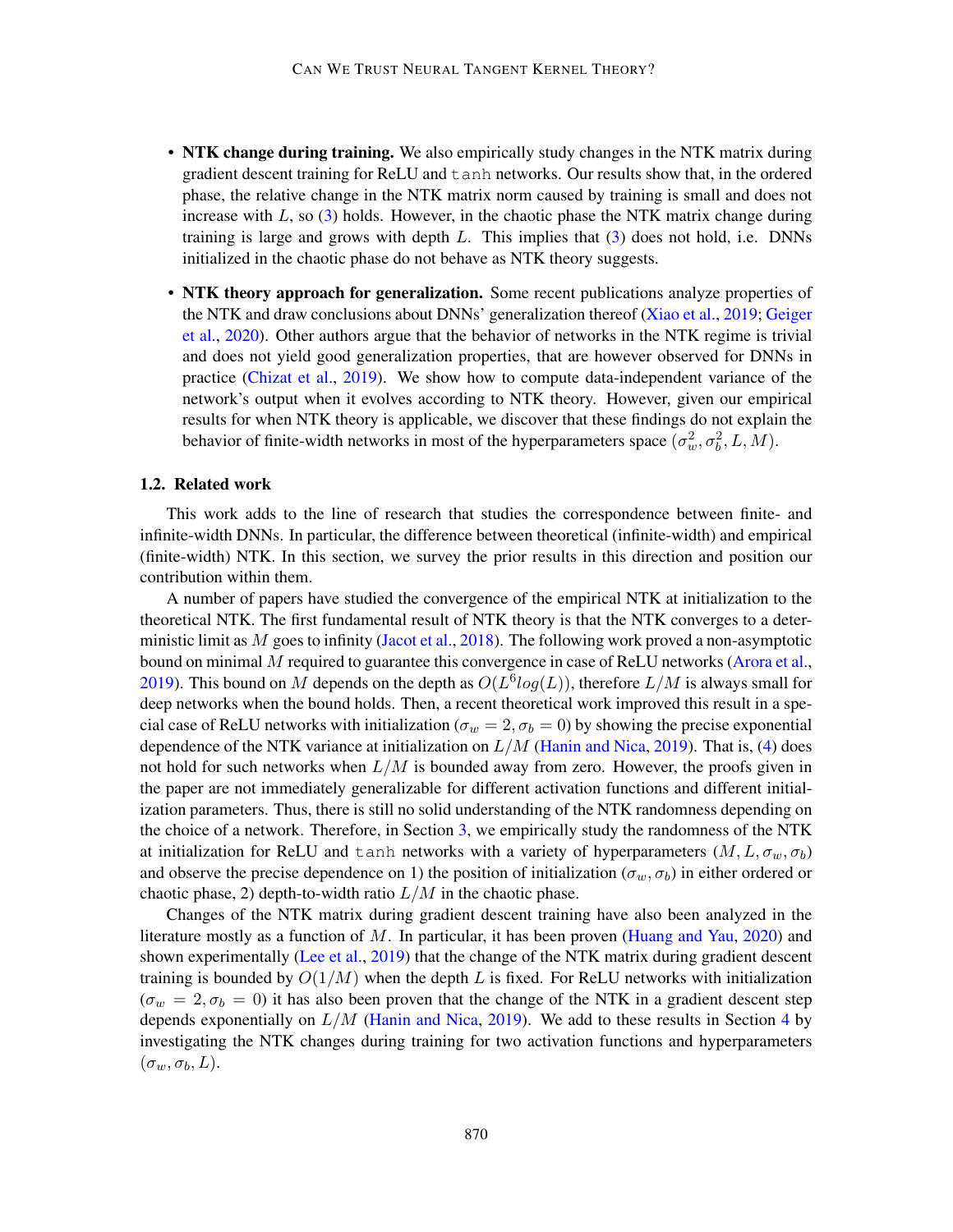- **NTK change during training.** We also empirically study changes in the NTK matrix during gradient descent training for ReLU and `tanh` networks. Our results show that, in the ordered phase, the relative change in the NTK matrix norm caused by training is small and does not increase with $L$, so (3) holds. However, in the chaotic phase the NTK matrix change during training is large and grows with depth $L$. This implies that (3) does not hold, i.e. DNNs initialized in the chaotic phase do not behave as NTK theory suggests.

- **NTK theory approach for generalization.** Some recent publications analyze properties of the NTK and draw conclusions about DNNs' generalization thereof (Xiao et al., 2019; Geiger et al., 2020). Other authors argue that the behavior of networks in the NTK regime is trivial and does not yield good generalization properties, that are however observed for DNNs in practice (Chizat et al., 2019). We show how to compute data-independent variance of the network's output when it evolves according to NTK theory. However, given our empirical results for when NTK theory is applicable, we discover that these findings do not explain the behavior of finite-width networks in most of the hyperparameters space $(\sigma_w^2, \sigma_b^2, L, M)$.

### 1.2. Related work

This work adds to the line of research that studies the correspondence between finite- and infinite-width DNNs. In particular, the difference between theoretical (infinite-width) and empirical (finite-width) NTK. In this section, we survey the prior results in this direction and position our contribution within them.

A number of papers have studied the convergence of the empirical NTK at initialization to the theoretical NTK. The first fundamental result of NTK theory is that the NTK converges to a deterministic limit as $M$ goes to infinity (Jacot et al., 2018). The following work proved a non-asymptotic bound on minimal $M$ required to guarantee this convergence in case of ReLU networks (Arora et al., 2019). This bound on $M$ depends on the depth as $O(L^6 log(L))$, therefore $L/M$ is always small for deep networks when the bound holds. Then, a recent theoretical work improved this result in a special case of ReLU networks with initialization ($\sigma_w = 2, \sigma_b = 0$) by showing the precise exponential dependence of the NTK variance at initialization on $L/M$ (Hanin and Nica, 2019). That is, (4) does not hold for such networks when $L/M$ is bounded away from zero. However, the proofs given in the paper are not immediately generalizable for different activation functions and different initialization parameters. Thus, there is still no solid understanding of the NTK randomness depending on the choice of a network. Therefore, in Section 3, we empirically study the randomness of the NTK at initialization for ReLU and `tanh` networks with a variety of hyperparameters $(M, L, \sigma_w, \sigma_b)$ and observe the precise dependence on 1) the position of initialization $(\sigma_w, \sigma_b)$ in either ordered or chaotic phase, 2) depth-to-width ratio $L/M$ in the chaotic phase.

Changes of the NTK matrix during gradient descent training have also been analyzed in the literature mostly as a function of $M$. In particular, it has been proven (Huang and Yau, 2020) and shown experimentally (Lee et al., 2019) that the change of the NTK matrix during gradient descent training is bounded by $O(1/M)$ when the depth $L$ is fixed. For ReLU networks with initialization ($\sigma_w = 2, \sigma_b = 0$) it has also been proven that the change of the NTK in a gradient descent step depends exponentially on $L/M$ (Hanin and Nica, 2019). We add to these results in Section 4 by investigating the NTK changes during training for two activation functions and hyperparameters $(\sigma_w, \sigma_b, L)$.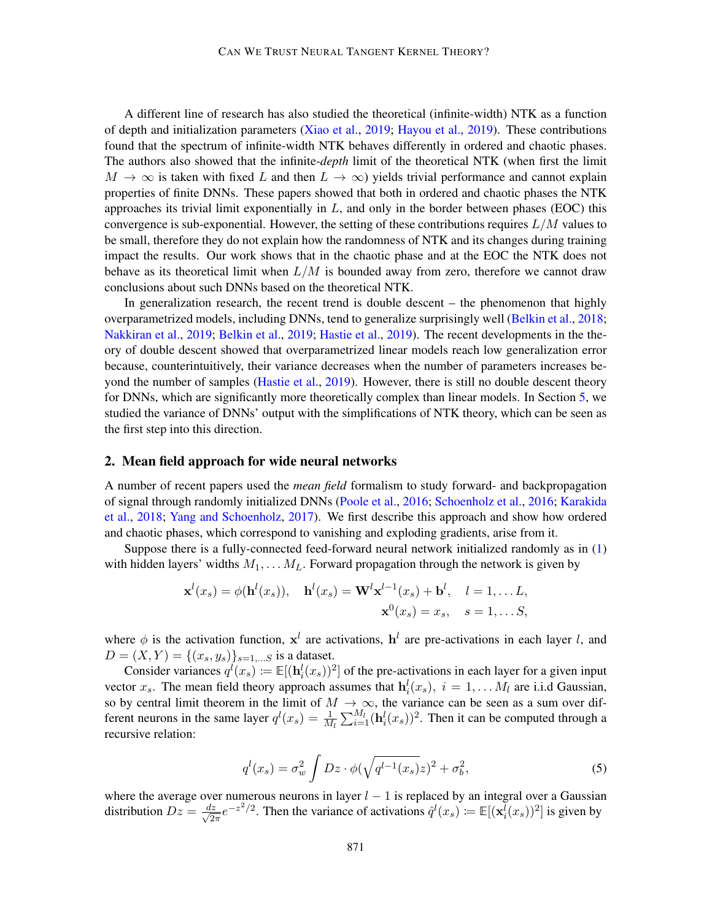A different line of research has also studied the theoretical (infinite-width) NTK as a function of depth and initialization parameters (Xiao et al., 2019; Hayou et al., 2019). These contributions found that the spectrum of infinite-width NTK behaves differently in ordered and chaotic phases. The authors also showed that the infinite-*depth* limit of the theoretical NTK (when first the limit $M \to \infty$ is taken with fixed $L$ and then $L \to \infty$) yields trivial performance and cannot explain properties of finite DNNs. These papers showed that both in ordered and chaotic phases the NTK approaches its trivial limit exponentially in $L$, and only in the border between phases (EOC) this convergence is sub-exponential. However, the setting of these contributions requires $L/M$ values to be small, therefore they do not explain how the randomness of NTK and its changes during training impact the results. Our work shows that in the chaotic phase and at the EOC the NTK does not behave as its theoretical limit when $L/M$ is bounded away from zero, therefore we cannot draw conclusions about such DNNs based on the theoretical NTK.

In generalization research, the recent trend is double descent – the phenomenon that highly overparametrized models, including DNNs, tend to generalize surprisingly well (Belkin et al., 2018; Nakkiran et al., 2019; Belkin et al., 2019; Hastie et al., 2019). The recent developments in the theory of double descent showed that overparametrized linear models reach low generalization error because, counterintuitively, their variance decreases when the number of parameters increases beyond the number of samples (Hastie et al., 2019). However, there is still no double descent theory for DNNs, which are significantly more theoretically complex than linear models. In Section 5, we studied the variance of DNNs' output with the simplifications of NTK theory, which can be seen as the first step into this direction.

## 2. Mean field approach for wide neural networks

A number of recent papers used the *mean field* formalism to study forward- and backpropagation of signal through randomly initialized DNNs (Poole et al., 2016; Schoenholz et al., 2016; Karakida et al., 2018; Yang and Schoenholz, 2017). We first describe this approach and show how ordered and chaotic phases, which correspond to vanishing and exploding gradients, arise from it.

Suppose there is a fully-connected feed-forward neural network initialized randomly as in (1) with hidden layers' widths $M_1, \dots M_L$. Forward propagation through the network is given by

$$\mathbf{x}^l(x_s) = \phi(\mathbf{h}^l(x_s)), \quad \mathbf{h}^l(x_s) = \mathbf{W}^l \mathbf{x}^{l-1}(x_s) + \mathbf{b}^l, \quad l = 1, \dots L,$$
$$\mathbf{x}^0(x_s) = x_s, \quad s = 1, \dots S,$$

where $\phi$ is the activation function, $\mathbf{x}^l$ are activations, $\mathbf{h}^l$ are pre-activations in each layer $l$, and $D = (X, Y) = \{(x_s, y_s)\}_{s=1,\dots S}$ is a dataset.

Consider variances $q^l(x_s) := \mathbb{E}[(\mathbf{h}_i^l(x_s))^2]$ of the pre-activations in each layer for a given input vector $x_s$. The mean field theory approach assumes that $\mathbf{h}_i^l(x_s),\ i = 1, \dots M_l$ are i.i.d Gaussian, so by central limit theorem in the limit of $M \to \infty$, the variance can be seen as a sum over different neurons in the same layer $q^l(x_s) = \frac{1}{M_l}\sum_{i=1}^{M_l}(\mathbf{h}_i^l(x_s))^2$. Then it can be computed through a recursive relation:

$$q^l(x_s) = \sigma_w^2 \int Dz \cdot \phi(\sqrt{q^{l-1}(x_s)}z)^2 + \sigma_b^2, \tag{5}$$

where the average over numerous neurons in layer $l-1$ is replaced by an integral over a Gaussian distribution $Dz = \frac{dz}{\sqrt{2\pi}}e^{-z^2/2}$. Then the variance of activations $\hat{q}^l(x_s) := \mathbb{E}[(\mathbf{x}_i^l(x_s))^2]$ is given by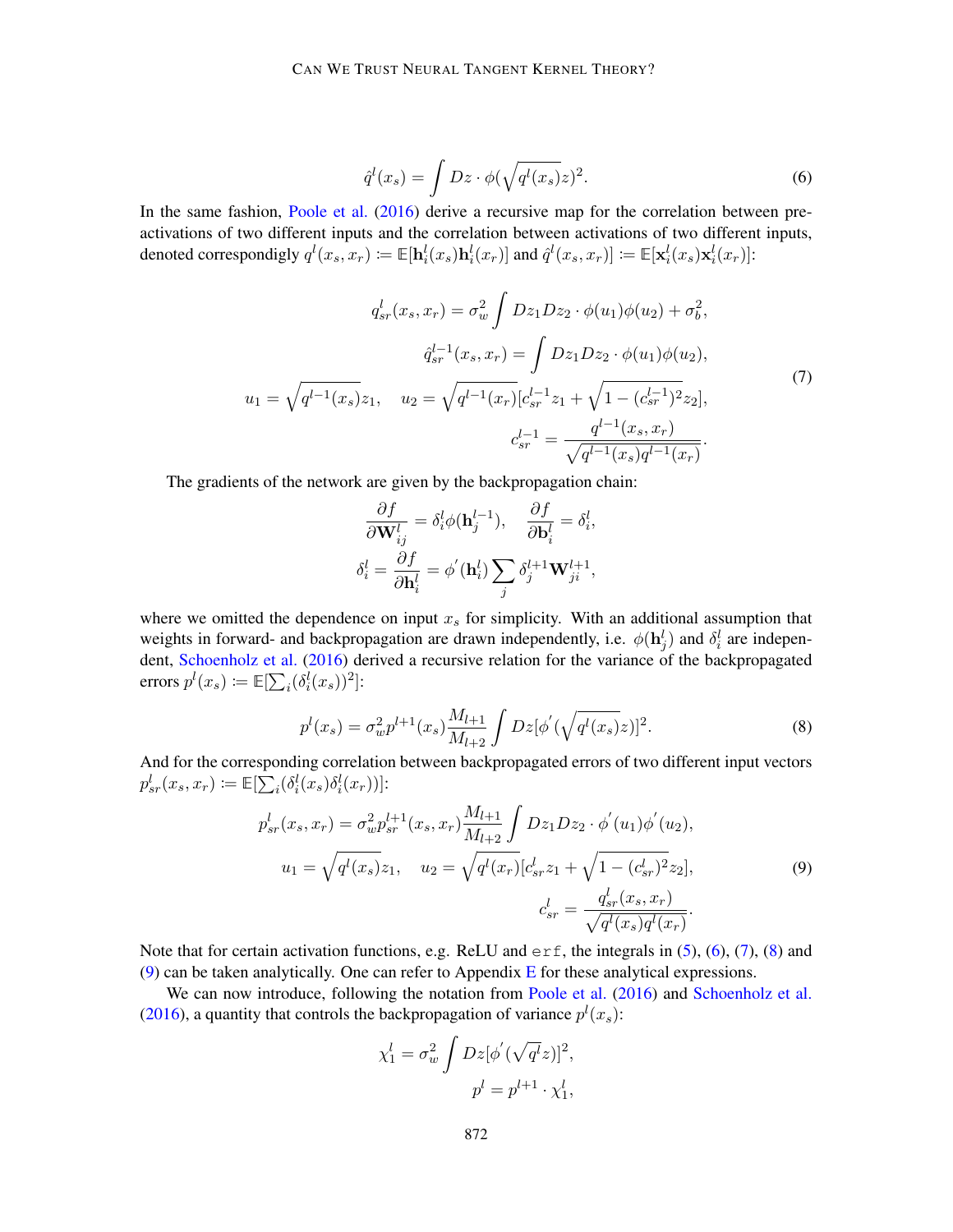$$\hat{q}^l(x_s) = \int Dz \cdot \phi(\sqrt{q^l(x_s)}z)^2. \tag{6}$$

In the same fashion, Poole et al. (2016) derive a recursive map for the correlation between pre-activations of two different inputs and the correlation between activations of two different inputs, denoted correspondigly $q^l(x_s, x_r) := \mathbb{E}[\mathbf{h}_i^l(x_s)\mathbf{h}_i^l(x_r)]$ and $\hat{q}^l(x_s, x_r)] := \mathbb{E}[\mathbf{x}_i^l(x_s)\mathbf{x}_i^l(x_r)]$:

$$\begin{aligned}
q_{sr}^l(x_s, x_r) &= \sigma_w^2 \int Dz_1 Dz_2 \cdot \phi(u_1)\phi(u_2) + \sigma_b^2, \\
\hat{q}_{sr}^{l-1}(x_s, x_r) &= \int Dz_1 Dz_2 \cdot \phi(u_1)\phi(u_2), \\
u_1 = \sqrt{q^{l-1}(x_s)}z_1, \quad u_2 &= \sqrt{q^{l-1}(x_r)}[c_{sr}^{l-1}z_1 + \sqrt{1-(c_{sr}^{l-1})^2}z_2], \\
c_{sr}^{l-1} &= \frac{q^{l-1}(x_s, x_r)}{\sqrt{q^{l-1}(x_s)q^{l-1}(x_r)}}.
\end{aligned} \tag{7}$$

The gradients of the network are given by the backpropagation chain:

$$\frac{\partial f}{\partial \mathbf{W}_{ij}^l} = \delta_i^l \phi(\mathbf{h}_j^{l-1}), \quad \frac{\partial f}{\partial \mathbf{b}_i^l} = \delta_i^l,$$
$$\delta_i^l = \frac{\partial f}{\partial \mathbf{h}_i^l} = \phi^{'}(\mathbf{h}_i^l)\sum_j \delta_j^{l+1}\mathbf{W}_{ji}^{l+1},$$

where we omitted the dependence on input $x_s$ for simplicity. With an additional assumption that weights in forward- and backpropagation are drawn independently, i.e. $\phi(\mathbf{h}_j^l)$ and $\delta_i^l$ are independent, Schoenholz et al. (2016) derived a recursive relation for the variance of the backpropagated errors $p^l(x_s) := \mathbb{E}[\sum_i (\delta_i^l(x_s))^2]$:

$$p^l(x_s) = \sigma_w^2 p^{l+1}(x_s)\frac{M_{l+1}}{M_{l+2}}\int Dz[\phi^{'}(\sqrt{q^l(x_s)}z)]^2. \tag{8}$$

And for the corresponding correlation between backpropagated errors of two different input vectors $p_{sr}^l(x_s, x_r) := \mathbb{E}[\sum_i (\delta_i^l(x_s)\delta_i^l(x_r))]$:

$$\begin{aligned}
p_{sr}^l(x_s, x_r) &= \sigma_w^2 p_{sr}^{l+1}(x_s, x_r)\frac{M_{l+1}}{M_{l+2}}\int Dz_1 Dz_2 \cdot \phi^{'}(u_1)\phi^{'}(u_2), \\
u_1 = \sqrt{q^l(x_s)}z_1, \quad u_2 &= \sqrt{q^l(x_r)}[c_{sr}^l z_1 + \sqrt{1-(c_{sr}^l)^2}z_2], \\
c_{sr}^l &= \frac{q_{sr}^l(x_s, x_r)}{\sqrt{q^l(x_s)q^l(x_r)}}.
\end{aligned} \tag{9}$$

Note that for certain activation functions, e.g. ReLU and `erf`, the integrals in (5), (6), (7), (8) and (9) can be taken analytically. One can refer to Appendix E for these analytical expressions.

We can now introduce, following the notation from Poole et al. (2016) and Schoenholz et al. (2016), a quantity that controls the backpropagation of variance $p^l(x_s)$:

$$\chi_1^l = \sigma_w^2 \int Dz[\phi^{'}(\sqrt{q^l}z)]^2,$$
$$p^l = p^{l+1} \cdot \chi_1^l,$$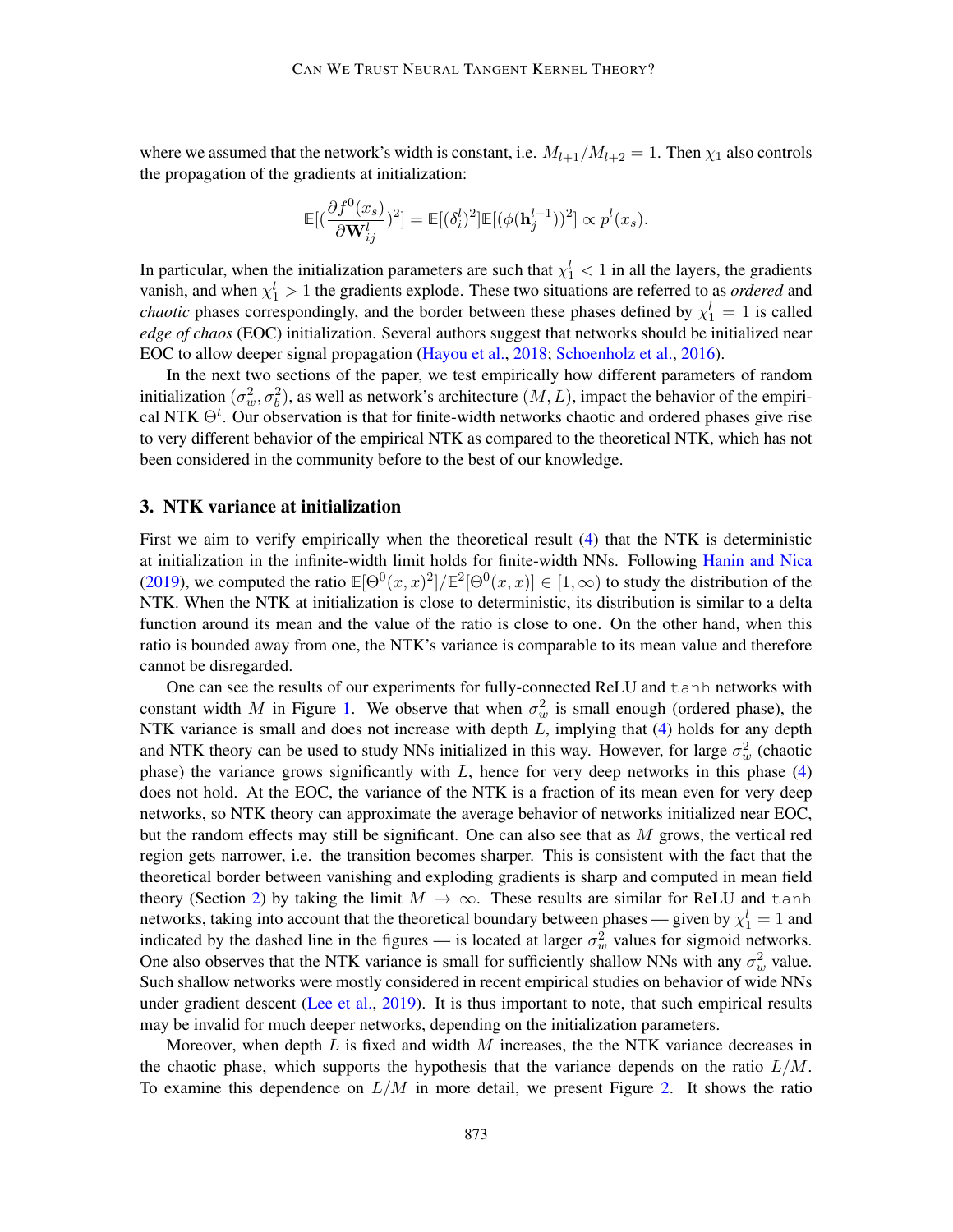where we assumed that the network's width is constant, i.e. $M_{l+1}/M_{l+2} = 1$. Then $\chi_1$ also controls the propagation of the gradients at initialization:

$$\mathbb{E}[(\frac{\partial f^0(x_s)}{\partial \mathbf{W}^l_{ij}})^2] = \mathbb{E}[(\delta^l_i)^2]\mathbb{E}[(\phi(\mathbf{h}^{l-1}_j))^2] \propto p^l(x_s).$$

In particular, when the initialization parameters are such that $\chi_1^l < 1$ in all the layers, the gradients vanish, and when $\chi_1^l > 1$ the gradients explode. These two situations are referred to as *ordered* and *chaotic* phases correspondingly, and the border between these phases defined by $\chi_1^l = 1$ is called *edge of chaos* (EOC) initialization. Several authors suggest that networks should be initialized near EOC to allow deeper signal propagation (Hayou et al., 2018; Schoenholz et al., 2016).

In the next two sections of the paper, we test empirically how different parameters of random initialization $(\sigma_w^2, \sigma_b^2)$, as well as network's architecture $(M, L)$, impact the behavior of the empirical NTK $\Theta^t$. Our observation is that for finite-width networks chaotic and ordered phases give rise to very different behavior of the empirical NTK as compared to the theoretical NTK, which has not been considered in the community before to the best of our knowledge.

## 3. NTK variance at initialization

First we aim to verify empirically when the theoretical result (4) that the NTK is deterministic at initialization in the infinite-width limit holds for finite-width NNs. Following Hanin and Nica (2019), we computed the ratio $\mathbb{E}[\Theta^0(x,x)^2]/\mathbb{E}^2[\Theta^0(x,x)] \in [1, \infty)$ to study the distribution of the NTK. When the NTK at initialization is close to deterministic, its distribution is similar to a delta function around its mean and the value of the ratio is close to one. On the other hand, when this ratio is bounded away from one, the NTK's variance is comparable to its mean value and therefore cannot be disregarded.

One can see the results of our experiments for fully-connected ReLU and `tanh` networks with constant width $M$ in Figure 1. We observe that when $\sigma_w^2$ is small enough (ordered phase), the NTK variance is small and does not increase with depth $L$, implying that (4) holds for any depth and NTK theory can be used to study NNs initialized in this way. However, for large $\sigma_w^2$ (chaotic phase) the variance grows significantly with $L$, hence for very deep networks in this phase (4) does not hold. At the EOC, the variance of the NTK is a fraction of its mean even for very deep networks, so NTK theory can approximate the average behavior of networks initialized near EOC, but the random effects may still be significant. One can also see that as $M$ grows, the vertical red region gets narrower, i.e. the transition becomes sharper. This is consistent with the fact that the theoretical border between vanishing and exploding gradients is sharp and computed in mean field theory (Section 2) by taking the limit $M \to \infty$. These results are similar for ReLU and `tanh` networks, taking into account that the theoretical boundary between phases — given by $\chi_1^l = 1$ and indicated by the dashed line in the figures — is located at larger $\sigma_w^2$ values for sigmoid networks. One also observes that the NTK variance is small for sufficiently shallow NNs with any $\sigma_w^2$ value. Such shallow networks were mostly considered in recent empirical studies on behavior of wide NNs under gradient descent (Lee et al., 2019). It is thus important to note, that such empirical results may be invalid for much deeper networks, depending on the initialization parameters.

Moreover, when depth $L$ is fixed and width $M$ increases, the the NTK variance decreases in the chaotic phase, which supports the hypothesis that the variance depends on the ratio $L/M$. To examine this dependence on $L/M$ in more detail, we present Figure 2. It shows the ratio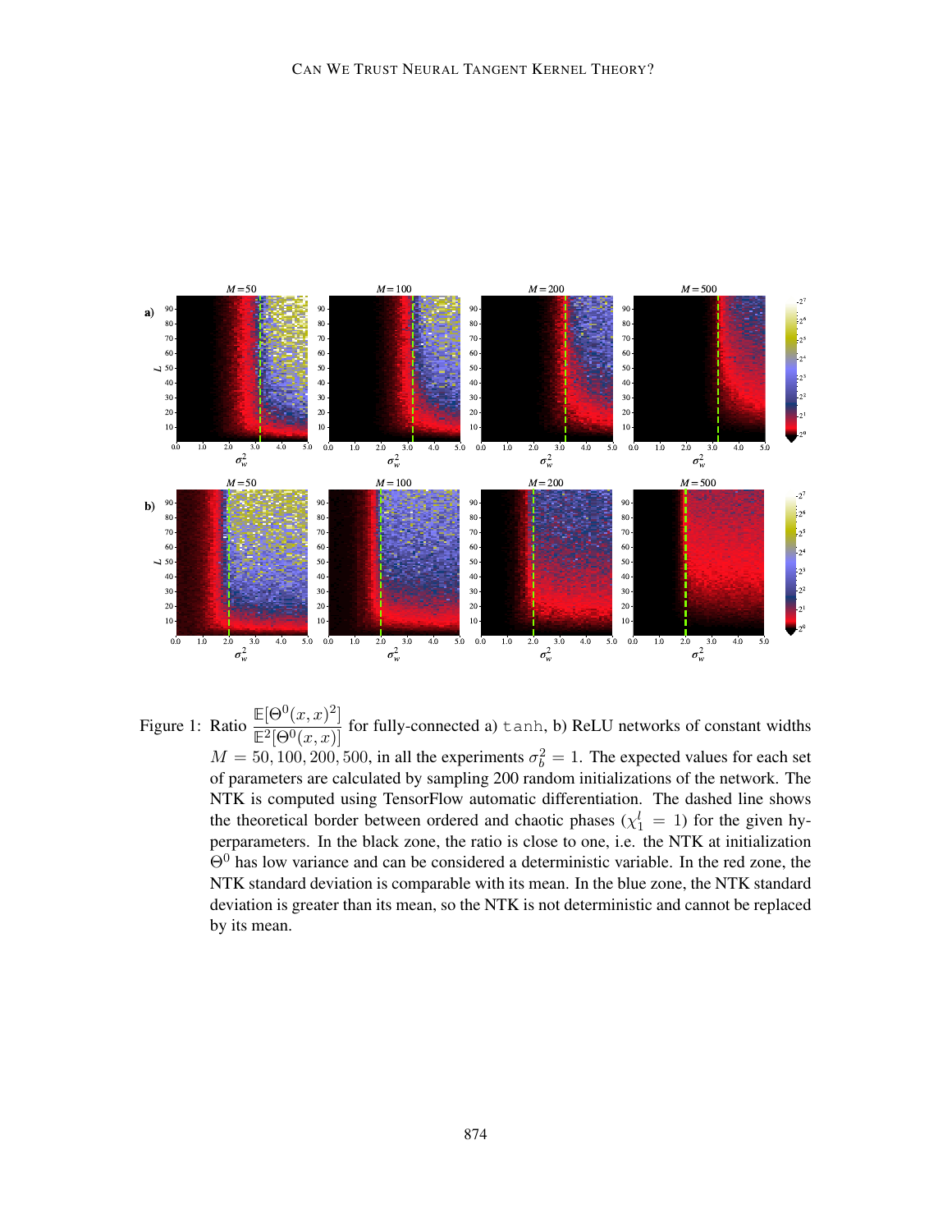Figure 1: Ratio $\frac{\mathbb{E}[\Theta^0(x,x)^2]}{\mathbb{E}^2[\Theta^0(x,x)]}$ for fully-connected a) `tanh`, b) ReLU networks of constant widths $M = 50, 100, 200, 500$, in all the experiments $\sigma_b^2 = 1$. The expected values for each set of parameters are calculated by sampling 200 random initializations of the network. The NTK is computed using TensorFlow automatic differentiation. The dashed line shows the theoretical border between ordered and chaotic phases ($\chi_1^l = 1$) for the given hyperparameters. In the black zone, the ratio is close to one, i.e. the NTK at initialization $\Theta^0$ has low variance and can be considered a deterministic variable. In the red zone, the NTK standard deviation is comparable with its mean. In the blue zone, the NTK standard deviation is greater than its mean, so the NTK is not deterministic and cannot be replaced by its mean.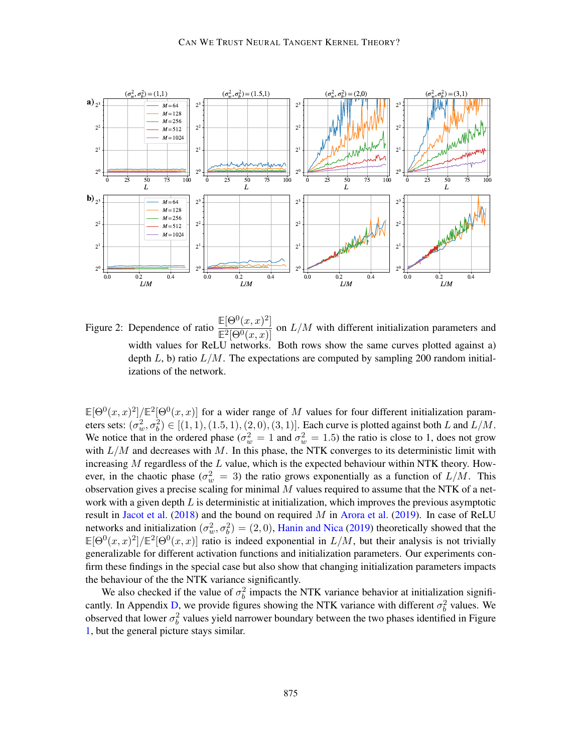Figure 2: Dependence of ratio $\frac{\mathbb{E}[\Theta^0(x,x)^2]}{\mathbb{E}^2[\Theta^0(x,x)]}$ on $L/M$ with different initialization parameters and width values for ReLU networks. Both rows show the same curves plotted against a) depth $L$, b) ratio $L/M$. The expectations are computed by sampling 200 random initializations of the network.

$\mathbb{E}[\Theta^0(x,x)^2]/\mathbb{E}^2[\Theta^0(x,x)]$ for a wider range of $M$ values for four different initialization parameters sets: $(\sigma_w^2, \sigma_b^2) \in [(1,1),(1.5,1),(2,0),(3,1)]$. Each curve is plotted against both $L$ and $L/M$. We notice that in the ordered phase ($\sigma_w^2 = 1$ and $\sigma_w^2 = 1.5$) the ratio is close to 1, does not grow with $L/M$ and decreases with $M$. In this phase, the NTK converges to its deterministic limit with increasing $M$ regardless of the $L$ value, which is the expected behaviour within NTK theory. However, in the chaotic phase ($\sigma_w^2 = 3$) the ratio grows exponentially as a function of $L/M$. This observation gives a precise scaling for minimal $M$ values required to assume that the NTK of a network with a given depth $L$ is deterministic at initialization, which improves the previous asymptotic result in Jacot et al. (2018) and the bound on required $M$ in Arora et al. (2019). In case of ReLU networks and initialization $(\sigma_w^2, \sigma_b^2) = (2,0)$, Hanin and Nica (2019) theoretically showed that the $\mathbb{E}[\Theta^0(x,x)^2]/\mathbb{E}^2[\Theta^0(x,x)]$ ratio is indeed exponential in $L/M$, but their analysis is not trivially generalizable for different activation functions and initialization parameters. Our experiments confirm these findings in the special case but also show that changing initialization parameters impacts the behaviour of the the NTK variance significantly.

We also checked if the value of $\sigma_b^2$ impacts the NTK variance behavior at initialization significantly. In Appendix D, we provide figures showing the NTK variance with different $\sigma_b^2$ values. We observed that lower $\sigma_b^2$ values yield narrower boundary between the two phases identified in Figure 1, but the general picture stays similar.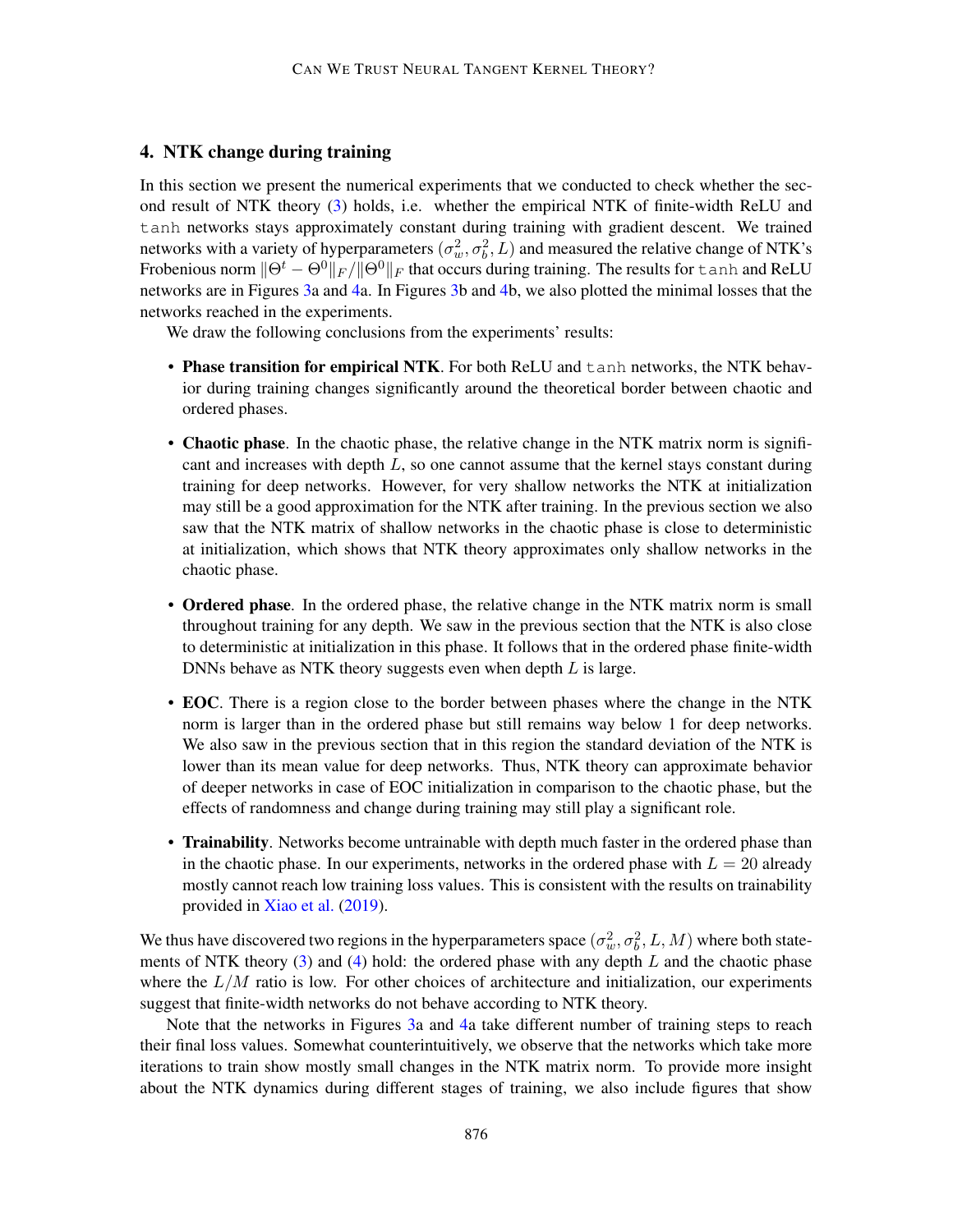## 4. NTK change during training

In this section we present the numerical experiments that we conducted to check whether the second result of NTK theory (3) holds, i.e. whether the empirical NTK of finite-width ReLU and `tanh` networks stays approximately constant during training with gradient descent. We trained networks with a variety of hyperparameters $(\sigma_w^2, \sigma_b^2, L)$ and measured the relative change of NTK's Frobenious norm $\|\Theta^t - \Theta^0\|_F / \|\Theta^0\|_F$ that occurs during training. The results for `tanh` and ReLU networks are in Figures 3a and 4a. In Figures 3b and 4b, we also plotted the minimal losses that the networks reached in the experiments.

We draw the following conclusions from the experiments' results:

- **Phase transition for empirical NTK**. For both ReLU and `tanh` networks, the NTK behavior during training changes significantly around the theoretical border between chaotic and ordered phases.
- **Chaotic phase**. In the chaotic phase, the relative change in the NTK matrix norm is significant and increases with depth $L$, so one cannot assume that the kernel stays constant during training for deep networks. However, for very shallow networks the NTK at initialization may still be a good approximation for the NTK after training. In the previous section we also saw that the NTK matrix of shallow networks in the chaotic phase is close to deterministic at initialization, which shows that NTK theory approximates only shallow networks in the chaotic phase.
- **Ordered phase**. In the ordered phase, the relative change in the NTK matrix norm is small throughout training for any depth. We saw in the previous section that the NTK is also close to deterministic at initialization in this phase. It follows that in the ordered phase finite-width DNNs behave as NTK theory suggests even when depth $L$ is large.
- **EOC**. There is a region close to the border between phases where the change in the NTK norm is larger than in the ordered phase but still remains way below 1 for deep networks. We also saw in the previous section that in this region the standard deviation of the NTK is lower than its mean value for deep networks. Thus, NTK theory can approximate behavior of deeper networks in case of EOC initialization in comparison to the chaotic phase, but the effects of randomness and change during training may still play a significant role.
- **Trainability**. Networks become untrainable with depth much faster in the ordered phase than in the chaotic phase. In our experiments, networks in the ordered phase with $L = 20$ already mostly cannot reach low training loss values. This is consistent with the results on trainability provided in Xiao et al. (2019).

We thus have discovered two regions in the hyperparameters space $(\sigma_w^2, \sigma_b^2, L, M)$ where both statements of NTK theory (3) and (4) hold: the ordered phase with any depth $L$ and the chaotic phase where the $L/M$ ratio is low. For other choices of architecture and initialization, our experiments suggest that finite-width networks do not behave according to NTK theory.

Note that the networks in Figures 3a and 4a take different number of training steps to reach their final loss values. Somewhat counterintuitively, we observe that the networks which take more iterations to train show mostly small changes in the NTK matrix norm. To provide more insight about the NTK dynamics during different stages of training, we also include figures that show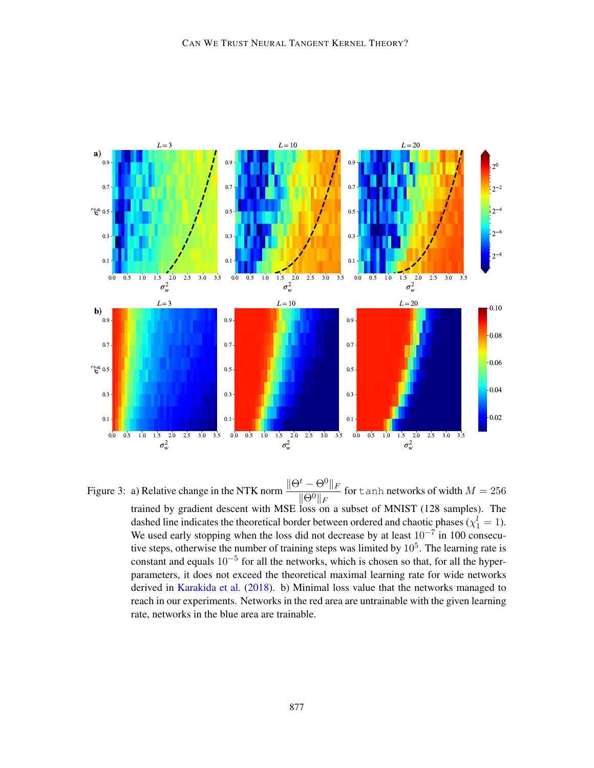Figure 3: a) Relative change in the NTK norm $\frac{\|\Theta^t - \Theta^0\|_F}{\|\Theta^0\|_F}$ for `tanh` networks of width $M = 256$ trained by gradient descent with MSE loss on a subset of MNIST (128 samples). The dashed line indicates the theoretical border between ordered and chaotic phases ($\chi_1^l = 1$). We used early stopping when the loss did not decrease by at least $10^{-7}$ in 100 consecutive steps, otherwise the number of training steps was limited by $10^5$. The learning rate is constant and equals $10^{-5}$ for all the networks, which is chosen so that, for all the hyperparameters, it does not exceed the theoretical maximal learning rate for wide networks derived in Karakida et al. (2018). b) Minimal loss value that the networks managed to reach in our experiments. Networks in the red area are untrainable with the given learning rate, networks in the blue area are trainable.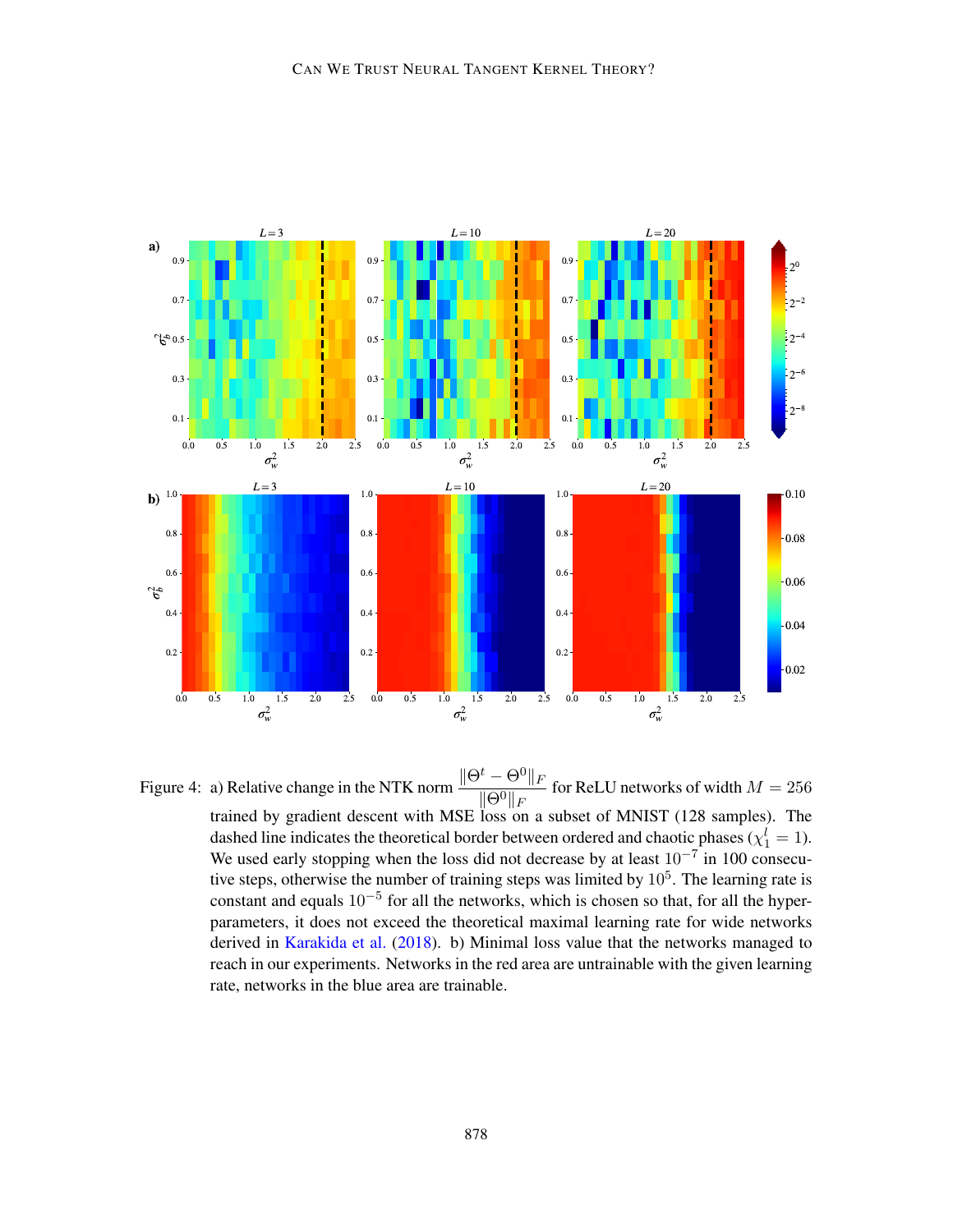Figure 4: a) Relative change in the NTK norm $\frac{\|\Theta^t - \Theta^0\|_F}{\|\Theta^0\|_F}$ for ReLU networks of width $M = 256$ trained by gradient descent with MSE loss on a subset of MNIST (128 samples). The dashed line indicates the theoretical border between ordered and chaotic phases ($\chi_1^l = 1$). We used early stopping when the loss did not decrease by at least $10^{-7}$ in 100 consecutive steps, otherwise the number of training steps was limited by $10^5$. The learning rate is constant and equals $10^{-5}$ for all the networks, which is chosen so that, for all the hyper-parameters, it does not exceed the theoretical maximal learning rate for wide networks derived in Karakida et al. (2018). b) Minimal loss value that the networks managed to reach in our experiments. Networks in the red area are untrainable with the given learning rate, networks in the blue area are trainable.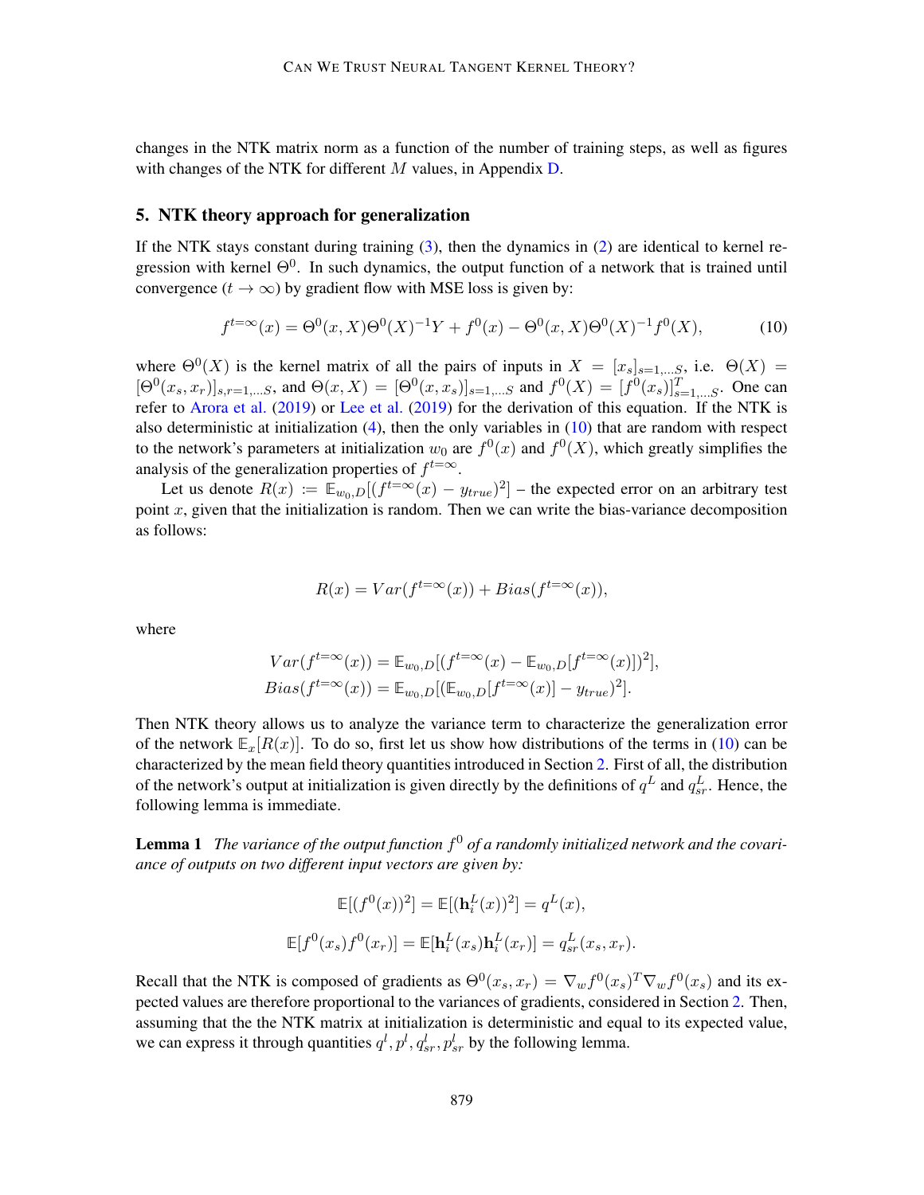changes in the NTK matrix norm as a function of the number of training steps, as well as figures with changes of the NTK for different $M$ values, in Appendix D.

## 5. NTK theory approach for generalization

If the NTK stays constant during training (3), then the dynamics in (2) are identical to kernel regression with kernel $\Theta^0$. In such dynamics, the output function of a network that is trained until convergence ($t \to \infty$) by gradient flow with MSE loss is given by:

$$f^{t=\infty}(x) = \Theta^0(x, X)\Theta^0(X)^{-1}Y + f^0(x) - \Theta^0(x, X)\Theta^0(X)^{-1}f^0(X), \tag{10}$$

where $\Theta^0(X)$ is the kernel matrix of all the pairs of inputs in $X = [x_s]_{s=1,...S}$, i.e. $\Theta(X) = [\Theta^0(x_s, x_r)]_{s,r=1,...S}$, and $\Theta(x, X) = [\Theta^0(x, x_s)]_{s=1,...S}$ and $f^0(X) = [f^0(x_s)]^T_{s=1,...S}$. One can refer to Arora et al. (2019) or Lee et al. (2019) for the derivation of this equation. If the NTK is also deterministic at initialization (4), then the only variables in (10) that are random with respect to the network's parameters at initialization $w_0$ are $f^0(x)$ and $f^0(X)$, which greatly simplifies the analysis of the generalization properties of $f^{t=\infty}$.

Let us denote $R(x) := \mathbb{E}_{w_0,D}[(f^{t=\infty}(x) - y_{true})^2]$ – the expected error on an arbitrary test point $x$, given that the initialization is random. Then we can write the bias-variance decomposition as follows:

$$R(x) = Var(f^{t=\infty}(x)) + Bias(f^{t=\infty}(x)),$$

where

$$Var(f^{t=\infty}(x)) = \mathbb{E}_{w_0,D}[(f^{t=\infty}(x) - \mathbb{E}_{w_0,D}[f^{t=\infty}(x)])^2],$$
$$Bias(f^{t=\infty}(x)) = \mathbb{E}_{w_0,D}[(\mathbb{E}_{w_0,D}[f^{t=\infty}(x)] - y_{true})^2].$$

Then NTK theory allows us to analyze the variance term to characterize the generalization error of the network $\mathbb{E}_x[R(x)]$. To do so, first let us show how distributions of the terms in (10) can be characterized by the mean field theory quantities introduced in Section 2. First of all, the distribution of the network's output at initialization is given directly by the definitions of $q^L$ and $q^L_{sr}$. Hence, the following lemma is immediate.

**Lemma 1** *The variance of the output function $f^0$ of a randomly initialized network and the covariance of outputs on two different input vectors are given by:*

$$\mathbb{E}[(f^0(x))^2] = \mathbb{E}[(\mathbf{h}^L_i(x))^2] = q^L(x),$$

$$\mathbb{E}[f^0(x_s)f^0(x_r)] = \mathbb{E}[\mathbf{h}^L_i(x_s)\mathbf{h}^L_i(x_r)] = q^L_{sr}(x_s, x_r).$$

Recall that the NTK is composed of gradients as $\Theta^0(x_s, x_r) = \nabla_w f^0(x_s)^T \nabla_w f^0(x_s)$ and its expected values are therefore proportional to the variances of gradients, considered in Section 2. Then, assuming that the the NTK matrix at initialization is deterministic and equal to its expected value, we can express it through quantities $q^l, p^l, q^l_{sr}, p^l_{sr}$ by the following lemma.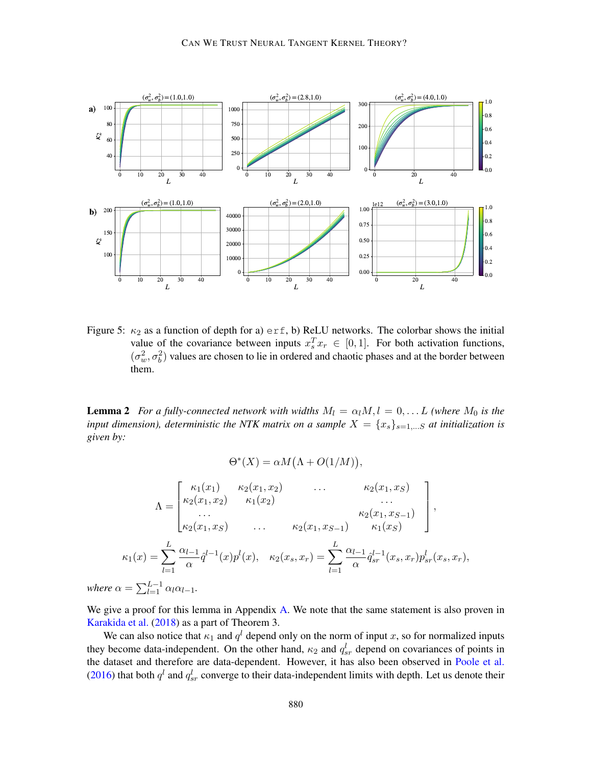Figure 5: $\kappa_2$ as a function of depth for a) $\mathtt{erf}$, b) ReLU networks. The colorbar shows the initial value of the covariance between inputs $x_s^T x_r \in [0,1]$. For both activation functions, $(\sigma_w^2, \sigma_b^2)$ values are chosen to lie in ordered and chaotic phases and at the border between them.

**Lemma 2** *For a fully-connected network with widths $M_l = \alpha_l M, l = 0, \dots L$ (where $M_0$ is the input dimension), deterministic the NTK matrix on a sample $X = \{x_s\}_{s=1,\dots S}$ at initialization is given by:*

$$\Theta^*(X) = \alpha M\big(\Lambda + O(1/M)\big),$$

$$\Lambda = \begin{bmatrix} \kappa_1(x_1) & \kappa_2(x_1,x_2) & \dots & \kappa_2(x_1,x_S) \\ \kappa_2(x_1,x_2) & \kappa_1(x_2) & & \dots \\ \dots & & & \kappa_2(x_1,x_{S-1}) \\ \kappa_2(x_1,x_S) & \dots & \kappa_2(x_1,x_{S-1}) & \kappa_1(x_S) \end{bmatrix},$$

$$\kappa_1(x) = \sum_{l=1}^{L} \frac{\alpha_{l-1}}{\alpha} \hat{q}^{l-1}(x) p^l(x), \quad \kappa_2(x_s,x_r) = \sum_{l=1}^{L} \frac{\alpha_{l-1}}{\alpha} \hat{q}_{sr}^{l-1}(x_s,x_r) p_{sr}^l(x_s,x_r),$$

*where $\alpha = \sum_{l=1}^{L-1} \alpha_l \alpha_{l-1}$.*

We give a proof for this lemma in Appendix A. We note that the same statement is also proven in Karakida et al. (2018) as a part of Theorem 3.

We can also notice that $\kappa_1$ and $q^l$ depend only on the norm of input $x$, so for normalized inputs they become data-independent. On the other hand, $\kappa_2$ and $q_{sr}^l$ depend on covariances of points in the dataset and therefore are data-dependent. However, it has also been observed in Poole et al. (2016) that both $q^l$ and $q_{sr}^l$ converge to their data-independent limits with depth. Let us denote their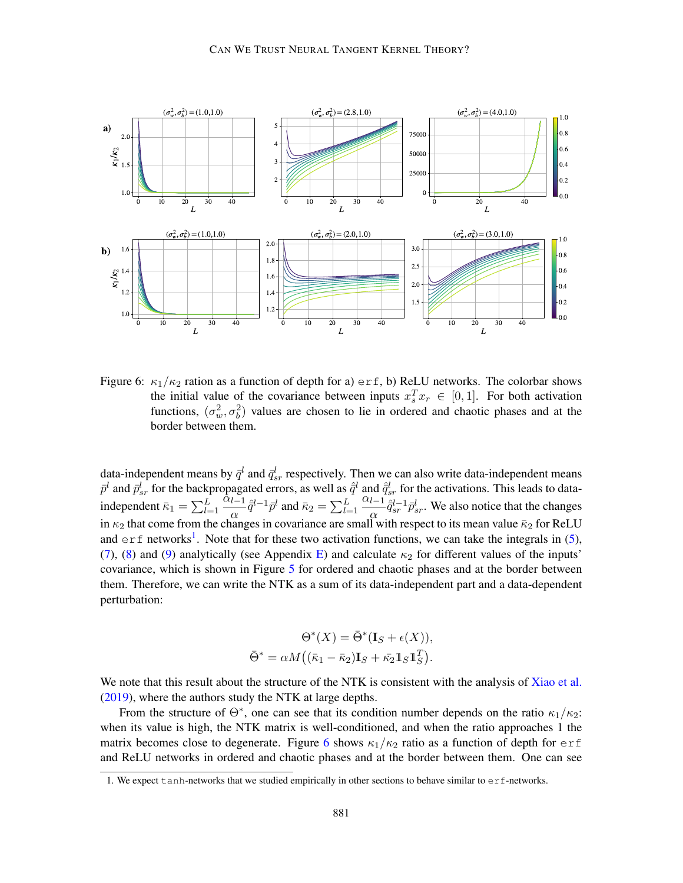Figure 6: $\kappa_1/\kappa_2$ ration as a function of depth for a) `erf`, b) ReLU networks. The colorbar shows the initial value of the covariance between inputs $x_s^T x_r \in [0, 1]$. For both activation functions, $(\sigma_w^2, \sigma_b^2)$ values are chosen to lie in ordered and chaotic phases and at the border between them.

data-independent means by $\bar{q}^l$ and $\bar{q}_{sr}^l$ respectively. Then we can also write data-independent means $\bar{p}^l$ and $\bar{p}_{sr}^l$ for the backpropagated errors, as well as $\bar{\hat{q}}^l$ and $\bar{\hat{q}}_{sr}^l$ for the activations. This leads to data-independent $\bar{\kappa}_1 = \sum_{l=1}^{L} \frac{\alpha_{l-1}}{\alpha} \bar{\hat{q}}^{l-1} \bar{p}^l$ and $\bar{\kappa}_2 = \sum_{l=1}^{L} \frac{\alpha_{l-1}}{\alpha} \bar{\hat{q}}_{sr}^{l-1} \bar{p}_{sr}^l$. We also notice that the changes in $\kappa_2$ that come from the changes in covariance are small with respect to its mean value $\bar{\kappa}_2$ for ReLU and `erf` networks[1]. Note that for these two activation functions, we can take the integrals in (5), (7), (8) and (9) analytically (see Appendix E) and calculate $\kappa_2$ for different values of the inputs' covariance, which is shown in Figure 5 for ordered and chaotic phases and at the border between them. Therefore, we can write the NTK as a sum of its data-independent part and a data-dependent perturbation:

$$
\Theta^*(X) = \bar{\Theta}^*(\mathbf{I}_S + \epsilon(X)),
$$
$$
\bar{\Theta}^* = \alpha M\big((\bar{\kappa}_1 - \bar{\kappa}_2)\mathbf{I}_S + \bar{\kappa}_2 \mathbb{1}_S \mathbb{1}_S^T\big).
$$

We note that this result about the structure of the NTK is consistent with the analysis of Xiao et al. (2019), where the authors study the NTK at large depths.

From the structure of $\Theta^*$, one can see that its condition number depends on the ratio $\kappa_1/\kappa_2$: when its value is high, the NTK matrix is well-conditioned, and when the ratio approaches 1 the matrix becomes close to degenerate. Figure 6 shows $\kappa_1/\kappa_2$ ratio as a function of depth for `erf` and ReLU networks in ordered and chaotic phases and at the border between them. One can see

1. We expect `tanh`-networks that we studied empirically in other sections to behave similar to `erf`-networks.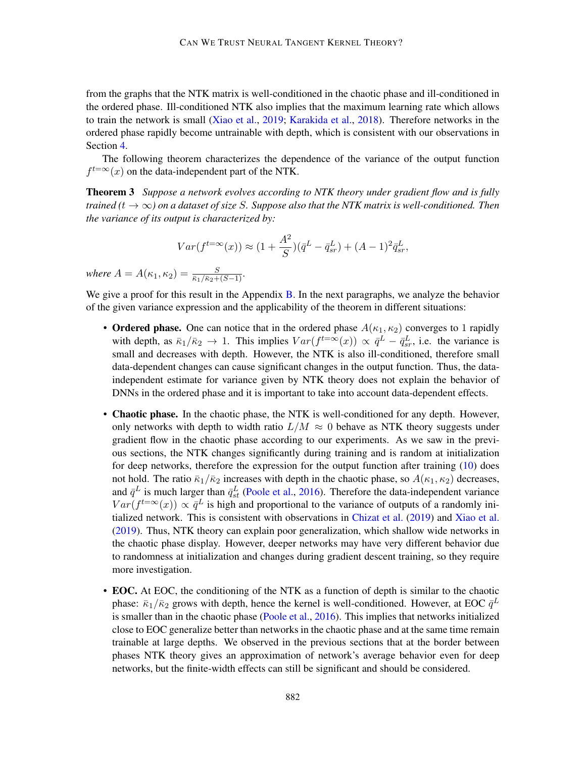from the graphs that the NTK matrix is well-conditioned in the chaotic phase and ill-conditioned in the ordered phase. Ill-conditioned NTK also implies that the maximum learning rate which allows to train the network is small (Xiao et al., 2019; Karakida et al., 2018). Therefore networks in the ordered phase rapidly become untrainable with depth, which is consistent with our observations in Section 4.

The following theorem characterizes the dependence of the variance of the output function $f^{t=\infty}(x)$ on the data-independent part of the NTK.

**Theorem 3** *Suppose a network evolves according to NTK theory under gradient flow and is fully trained ($t \to \infty$) on a dataset of size $S$. Suppose also that the NTK matrix is well-conditioned. Then the variance of its output is characterized by:*

$$Var(f^{t=\infty}(x)) \approx (1 + \frac{A^2}{S})(\bar{q}^L - \bar{q}^L_{sr}) + (A-1)^2 \bar{q}^L_{sr},$$

*where $A = A(\kappa_1, \kappa_2) = \frac{S}{\bar{\kappa}_1/\bar{\kappa}_2 + (S-1)}$.*

We give a proof for this result in the Appendix B. In the next paragraphs, we analyze the behavior of the given variance expression and the applicability of the theorem in different situations:

- **Ordered phase.** One can notice that in the ordered phase $A(\kappa_1, \kappa_2)$ converges to 1 rapidly with depth, as $\bar{\kappa}_1/\bar{\kappa}_2 \to 1$. This implies $Var(f^{t=\infty}(x)) \propto \bar{q}^L - \bar{q}^L_{sr}$, i.e. the variance is small and decreases with depth. However, the NTK is also ill-conditioned, therefore small data-dependent changes can cause significant changes in the output function. Thus, the data-independent estimate for variance given by NTK theory does not explain the behavior of DNNs in the ordered phase and it is important to take into account data-dependent effects.

- **Chaotic phase.** In the chaotic phase, the NTK is well-conditioned for any depth. However, only networks with depth to width ratio $L/M \approx 0$ behave as NTK theory suggests under gradient flow in the chaotic phase according to our experiments. As we saw in the previous sections, the NTK changes significantly during training and is random at initialization for deep networks, therefore the expression for the output function after training (10) does not hold. The ratio $\bar{\kappa}_1/\bar{\kappa}_2$ increases with depth in the chaotic phase, so $A(\kappa_1, \kappa_2)$ decreases, and $\bar{q}^L$ is much larger than $\bar{q}^L_{st}$ (Poole et al., 2016). Therefore the data-independent variance $Var(f^{t=\infty}(x)) \propto \bar{q}^L$ is high and proportional to the variance of outputs of a randomly initialized network. This is consistent with observations in Chizat et al. (2019) and Xiao et al. (2019). Thus, NTK theory can explain poor generalization, which shallow wide networks in the chaotic phase display. However, deeper networks may have very different behavior due to randomness at initialization and changes during gradient descent training, so they require more investigation.

- **EOC.** At EOC, the conditioning of the NTK as a function of depth is similar to the chaotic phase: $\bar{\kappa}_1/\bar{\kappa}_2$ grows with depth, hence the kernel is well-conditioned. However, at EOC $\bar{q}^L$ is smaller than in the chaotic phase (Poole et al., 2016). This implies that networks initialized close to EOC generalize better than networks in the chaotic phase and at the same time remain trainable at large depths. We observed in the previous sections that at the border between phases NTK theory gives an approximation of network's average behavior even for deep networks, but the finite-width effects can still be significant and should be considered.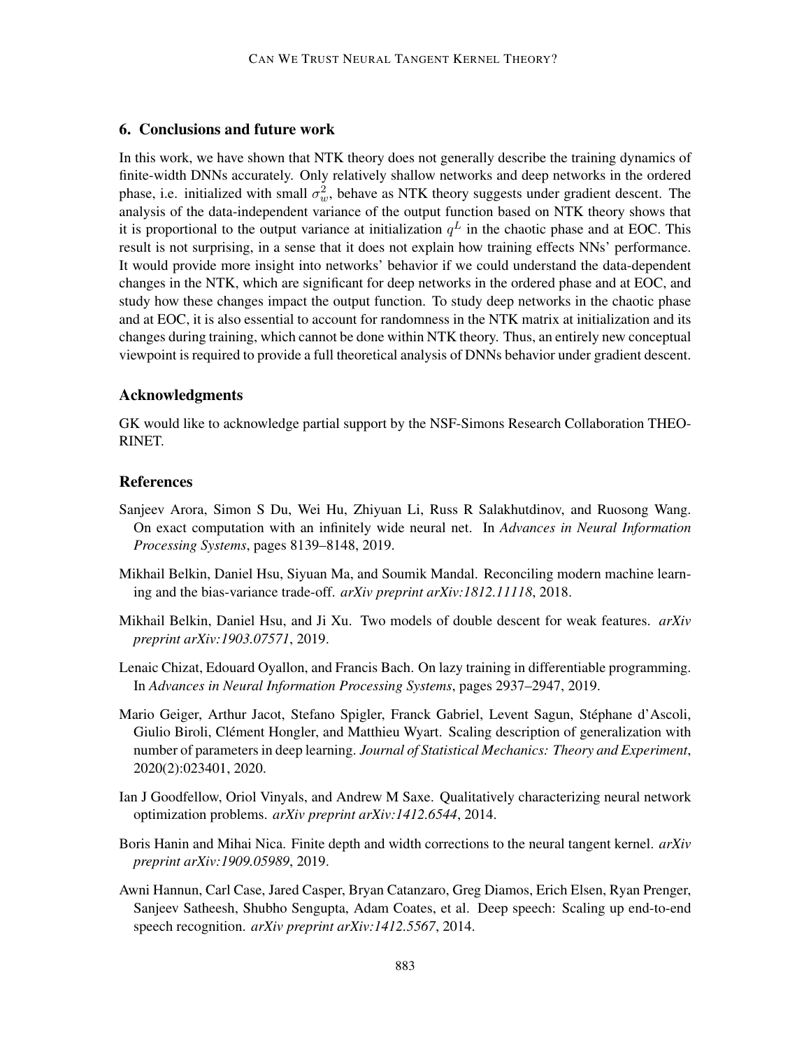## 6. Conclusions and future work

In this work, we have shown that NTK theory does not generally describe the training dynamics of finite-width DNNs accurately. Only relatively shallow networks and deep networks in the ordered phase, i.e. initialized with small $\sigma_w^2$, behave as NTK theory suggests under gradient descent. The analysis of the data-independent variance of the output function based on NTK theory shows that it is proportional to the output variance at initialization $q^L$ in the chaotic phase and at EOC. This result is not surprising, in a sense that it does not explain how training effects NNs' performance. It would provide more insight into networks' behavior if we could understand the data-dependent changes in the NTK, which are significant for deep networks in the ordered phase and at EOC, and study how these changes impact the output function. To study deep networks in the chaotic phase and at EOC, it is also essential to account for randomness in the NTK matrix at initialization and its changes during training, which cannot be done within NTK theory. Thus, an entirely new conceptual viewpoint is required to provide a full theoretical analysis of DNNs behavior under gradient descent.

## Acknowledgments

GK would like to acknowledge partial support by the NSF-Simons Research Collaboration THEORINET.

## References

Sanjeev Arora, Simon S Du, Wei Hu, Zhiyuan Li, Russ R Salakhutdinov, and Ruosong Wang. On exact computation with an infinitely wide neural net. In *Advances in Neural Information Processing Systems*, pages 8139–8148, 2019.

Mikhail Belkin, Daniel Hsu, Siyuan Ma, and Soumik Mandal. Reconciling modern machine learning and the bias-variance trade-off. *arXiv preprint arXiv:1812.11118*, 2018.

Mikhail Belkin, Daniel Hsu, and Ji Xu. Two models of double descent for weak features. *arXiv preprint arXiv:1903.07571*, 2019.

Lenaic Chizat, Edouard Oyallon, and Francis Bach. On lazy training in differentiable programming. In *Advances in Neural Information Processing Systems*, pages 2937–2947, 2019.

Mario Geiger, Arthur Jacot, Stefano Spigler, Franck Gabriel, Levent Sagun, Stéphane d'Ascoli, Giulio Biroli, Clément Hongler, and Matthieu Wyart. Scaling description of generalization with number of parameters in deep learning. *Journal of Statistical Mechanics: Theory and Experiment*, 2020(2):023401, 2020.

Ian J Goodfellow, Oriol Vinyals, and Andrew M Saxe. Qualitatively characterizing neural network optimization problems. *arXiv preprint arXiv:1412.6544*, 2014.

Boris Hanin and Mihai Nica. Finite depth and width corrections to the neural tangent kernel. *arXiv preprint arXiv:1909.05989*, 2019.

Awni Hannun, Carl Case, Jared Casper, Bryan Catanzaro, Greg Diamos, Erich Elsen, Ryan Prenger, Sanjeev Satheesh, Shubho Sengupta, Adam Coates, et al. Deep speech: Scaling up end-to-end speech recognition. *arXiv preprint arXiv:1412.5567*, 2014.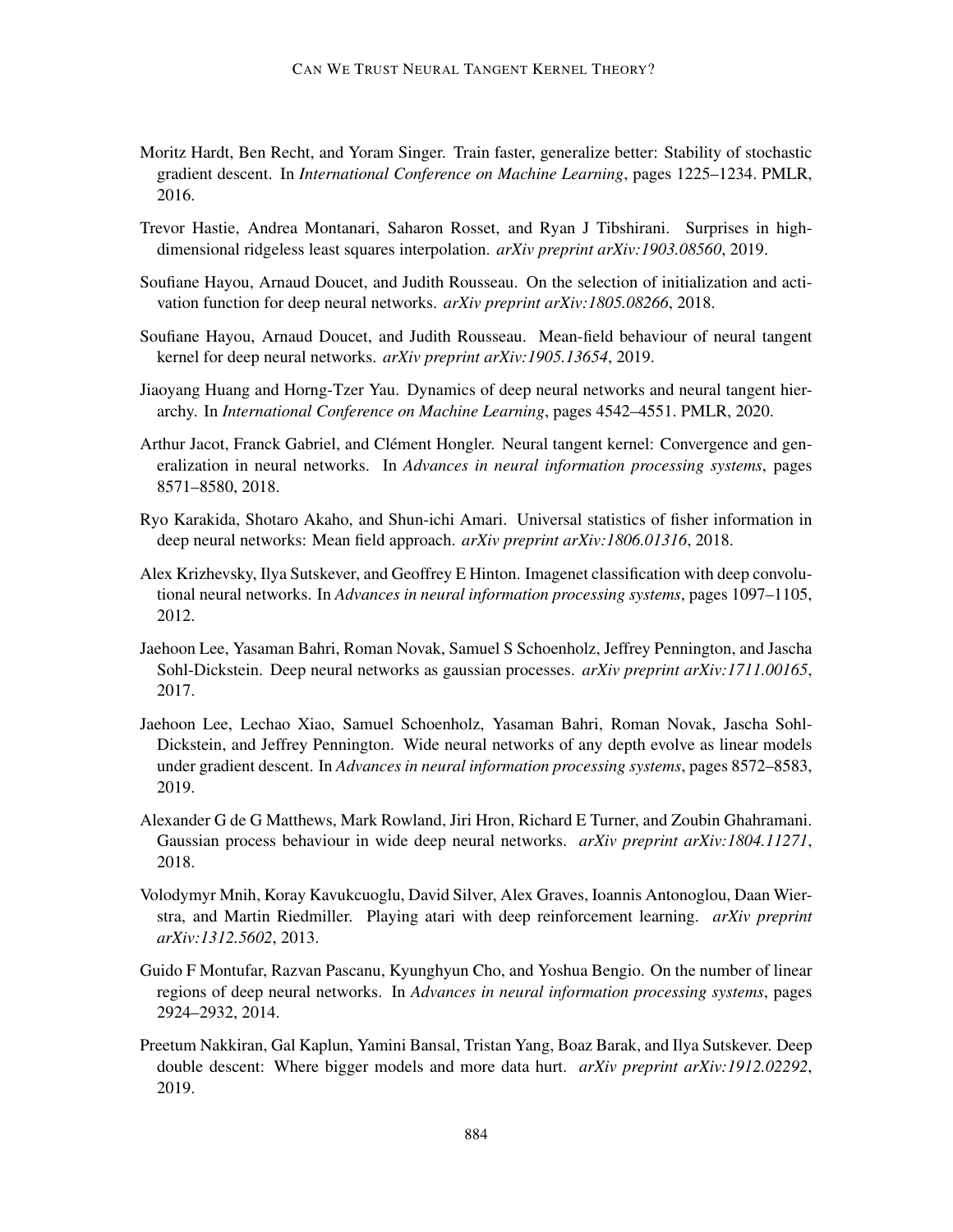Moritz Hardt, Ben Recht, and Yoram Singer. Train faster, generalize better: Stability of stochastic gradient descent. In *International Conference on Machine Learning*, pages 1225–1234. PMLR, 2016.

Trevor Hastie, Andrea Montanari, Saharon Rosset, and Ryan J Tibshirani. Surprises in high-dimensional ridgeless least squares interpolation. *arXiv preprint arXiv:1903.08560*, 2019.

Soufiane Hayou, Arnaud Doucet, and Judith Rousseau. On the selection of initialization and activation function for deep neural networks. *arXiv preprint arXiv:1805.08266*, 2018.

Soufiane Hayou, Arnaud Doucet, and Judith Rousseau. Mean-field behaviour of neural tangent kernel for deep neural networks. *arXiv preprint arXiv:1905.13654*, 2019.

Jiaoyang Huang and Horng-Tzer Yau. Dynamics of deep neural networks and neural tangent hierarchy. In *International Conference on Machine Learning*, pages 4542–4551. PMLR, 2020.

Arthur Jacot, Franck Gabriel, and Clément Hongler. Neural tangent kernel: Convergence and generalization in neural networks. In *Advances in neural information processing systems*, pages 8571–8580, 2018.

Ryo Karakida, Shotaro Akaho, and Shun-ichi Amari. Universal statistics of fisher information in deep neural networks: Mean field approach. *arXiv preprint arXiv:1806.01316*, 2018.

Alex Krizhevsky, Ilya Sutskever, and Geoffrey E Hinton. Imagenet classification with deep convolutional neural networks. In *Advances in neural information processing systems*, pages 1097–1105, 2012.

Jaehoon Lee, Yasaman Bahri, Roman Novak, Samuel S Schoenholz, Jeffrey Pennington, and Jascha Sohl-Dickstein. Deep neural networks as gaussian processes. *arXiv preprint arXiv:1711.00165*, 2017.

Jaehoon Lee, Lechao Xiao, Samuel Schoenholz, Yasaman Bahri, Roman Novak, Jascha Sohl-Dickstein, and Jeffrey Pennington. Wide neural networks of any depth evolve as linear models under gradient descent. In *Advances in neural information processing systems*, pages 8572–8583, 2019.

Alexander G de G Matthews, Mark Rowland, Jiri Hron, Richard E Turner, and Zoubin Ghahramani. Gaussian process behaviour in wide deep neural networks. *arXiv preprint arXiv:1804.11271*, 2018.

Volodymyr Mnih, Koray Kavukcuoglu, David Silver, Alex Graves, Ioannis Antonoglou, Daan Wierstra, and Martin Riedmiller. Playing atari with deep reinforcement learning. *arXiv preprint arXiv:1312.5602*, 2013.

Guido F Montufar, Razvan Pascanu, Kyunghyun Cho, and Yoshua Bengio. On the number of linear regions of deep neural networks. In *Advances in neural information processing systems*, pages 2924–2932, 2014.

Preetum Nakkiran, Gal Kaplun, Yamini Bansal, Tristan Yang, Boaz Barak, and Ilya Sutskever. Deep double descent: Where bigger models and more data hurt. *arXiv preprint arXiv:1912.02292*, 2019.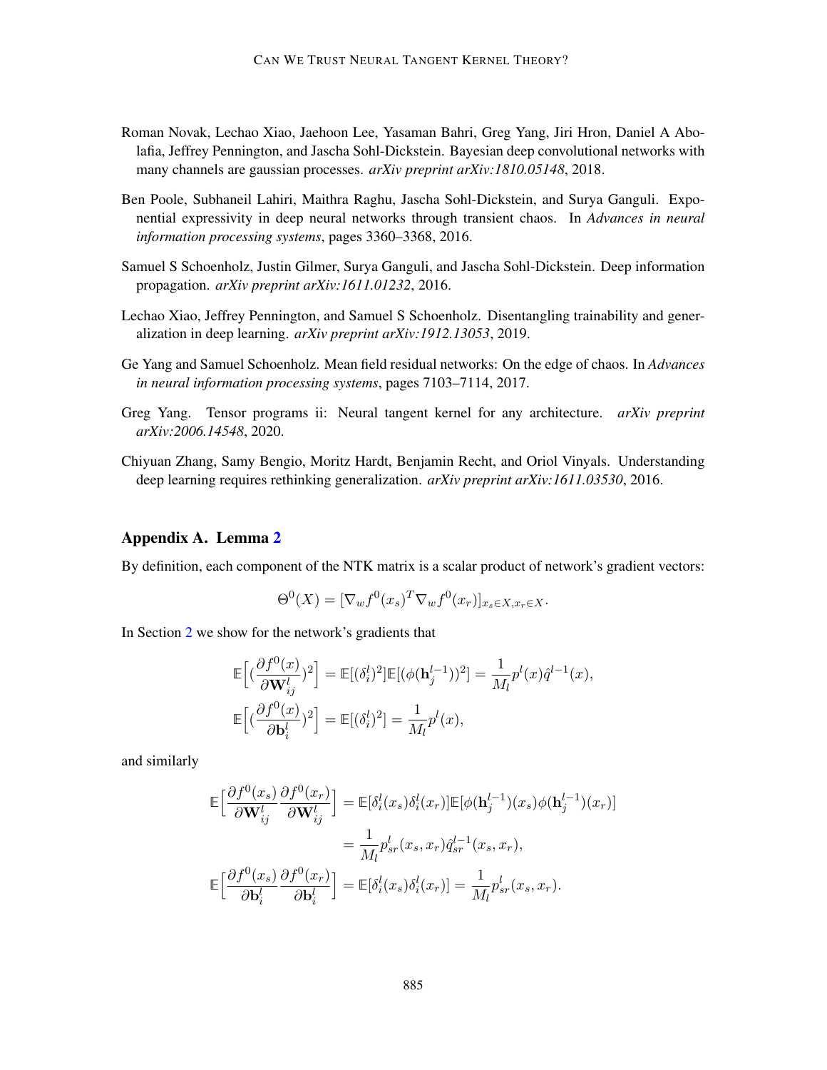Roman Novak, Lechao Xiao, Jaehoon Lee, Yasaman Bahri, Greg Yang, Jiri Hron, Daniel A Abolafia, Jeffrey Pennington, and Jascha Sohl-Dickstein. Bayesian deep convolutional networks with many channels are gaussian processes. *arXiv preprint arXiv:1810.05148*, 2018.

Ben Poole, Subhaneil Lahiri, Maithra Raghu, Jascha Sohl-Dickstein, and Surya Ganguli. Exponential expressivity in deep neural networks through transient chaos. In *Advances in neural information processing systems*, pages 3360–3368, 2016.

Samuel S Schoenholz, Justin Gilmer, Surya Ganguli, and Jascha Sohl-Dickstein. Deep information propagation. *arXiv preprint arXiv:1611.01232*, 2016.

Lechao Xiao, Jeffrey Pennington, and Samuel S Schoenholz. Disentangling trainability and generalization in deep learning. *arXiv preprint arXiv:1912.13053*, 2019.

Ge Yang and Samuel Schoenholz. Mean field residual networks: On the edge of chaos. In *Advances in neural information processing systems*, pages 7103–7114, 2017.

Greg Yang. Tensor programs ii: Neural tangent kernel for any architecture. *arXiv preprint arXiv:2006.14548*, 2020.

Chiyuan Zhang, Samy Bengio, Moritz Hardt, Benjamin Recht, and Oriol Vinyals. Understanding deep learning requires rethinking generalization. *arXiv preprint arXiv:1611.03530*, 2016.

## Appendix A. Lemma 2

By definition, each component of the NTK matrix is a scalar product of network's gradient vectors:

$$\Theta^0(X) = [\nabla_w f^0(x_s)^T \nabla_w f^0(x_r)]_{x_s \in X, x_r \in X}.$$

In Section 2 we show for the network's gradients that

$$\mathbb{E}\Big[(\frac{\partial f^0(x)}{\partial \mathbf{W}_{ij}^l})^2\Big] = \mathbb{E}[(\delta_i^l)^2]\mathbb{E}[(\phi(\mathbf{h}_j^{l-1}))^2] = \frac{1}{M_l} p^l(x)\hat{q}^{l-1}(x),$$

$$\mathbb{E}\Big[(\frac{\partial f^0(x)}{\partial \mathbf{b}_i^l})^2\Big] = \mathbb{E}[(\delta_i^l)^2] = \frac{1}{M_l} p^l(x),$$

and similarly

$$\mathbb{E}\Big[\frac{\partial f^0(x_s)}{\partial \mathbf{W}_{ij}^l}\frac{\partial f^0(x_r)}{\partial \mathbf{W}_{ij}^l}\Big] = \mathbb{E}[\delta_i^l(x_s)\delta_i^l(x_r)]\mathbb{E}[\phi(\mathbf{h}_j^{l-1})(x_s)\phi(\mathbf{h}_j^{l-1})(x_r)]$$

$$= \frac{1}{M_l} p_{sr}^l(x_s, x_r)\hat{q}_{sr}^{l-1}(x_s, x_r),$$

$$\mathbb{E}\Big[\frac{\partial f^0(x_s)}{\partial \mathbf{b}_i^l}\frac{\partial f^0(x_r)}{\partial \mathbf{b}_i^l}\Big] = \mathbb{E}[\delta_i^l(x_s)\delta_i^l(x_r)] = \frac{1}{M_l} p_{sr}^l(x_s, x_r).$$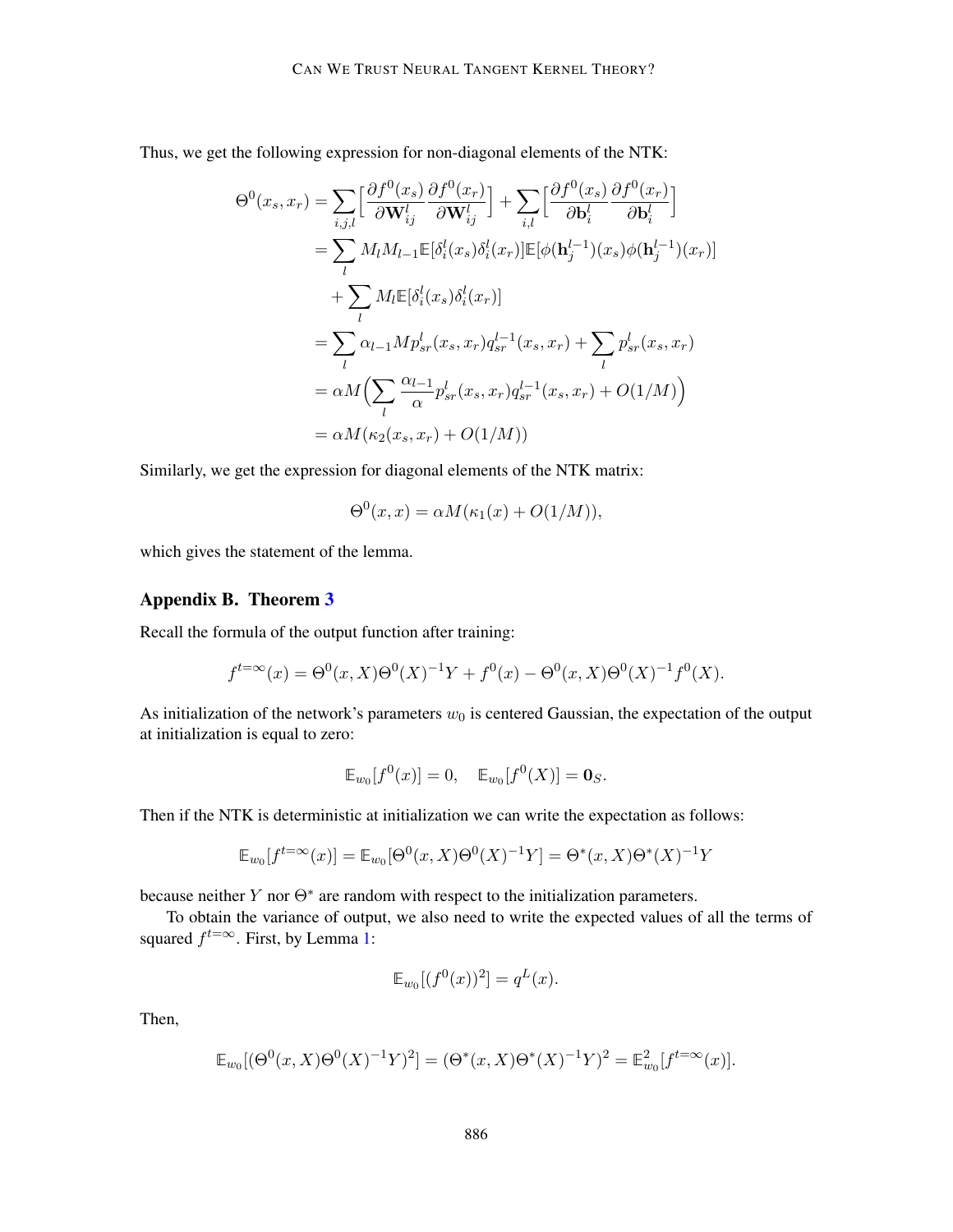Thus, we get the following expression for non-diagonal elements of the NTK:

$$
\begin{aligned}
\Theta^0(x_s, x_r) &= \sum_{i,j,l} \Big[ \frac{\partial f^0(x_s)}{\partial \mathbf{W}^l_{ij}} \frac{\partial f^0(x_r)}{\partial \mathbf{W}^l_{ij}} \Big] + \sum_{i,l} \Big[ \frac{\partial f^0(x_s)}{\partial \mathbf{b}^l_i} \frac{\partial f^0(x_r)}{\partial \mathbf{b}^l_i} \Big] \\
&= \sum_l M_l M_{l-1} \mathbb{E}[\delta^l_i(x_s)\delta^l_i(x_r)] \mathbb{E}[\phi(\mathbf{h}^{l-1}_j)(x_s)\phi(\mathbf{h}^{l-1}_j)(x_r)] \\
&\quad + \sum_l M_l \mathbb{E}[\delta^l_i(x_s)\delta^l_i(x_r)] \\
&= \sum_l \alpha_{l-1} M p^l_{sr}(x_s, x_r) q^{l-1}_{sr}(x_s, x_r) + \sum_l p^l_{sr}(x_s, x_r) \\
&= \alpha M \Big( \sum_l \frac{\alpha_{l-1}}{\alpha} p^l_{sr}(x_s, x_r) q^{l-1}_{sr}(x_s, x_r) + O(1/M) \Big) \\
&= \alpha M (\kappa_2(x_s, x_r) + O(1/M))
\end{aligned}
$$

Similarly, we get the expression for diagonal elements of the NTK matrix:

$$
\Theta^0(x, x) = \alpha M (\kappa_1(x) + O(1/M)),
$$

which gives the statement of the lemma.

## Appendix B. Theorem 3

Recall the formula of the output function after training:

$$
f^{t=\infty}(x) = \Theta^0(x, X)\Theta^0(X)^{-1}Y + f^0(x) - \Theta^0(x, X)\Theta^0(X)^{-1}f^0(X).
$$

As initialization of the network's parameters $w_0$ is centered Gaussian, the expectation of the output at initialization is equal to zero:

$$
\mathbb{E}_{w_0}[f^0(x)] = 0, \quad \mathbb{E}_{w_0}[f^0(X)] = \mathbf{0}_S.
$$

Then if the NTK is deterministic at initialization we can write the expectation as follows:

$$
\mathbb{E}_{w_0}[f^{t=\infty}(x)] = \mathbb{E}_{w_0}[\Theta^0(x, X)\Theta^0(X)^{-1}Y] = \Theta^*(x, X)\Theta^*(X)^{-1}Y
$$

because neither $Y$ nor $\Theta^*$ are random with respect to the initialization parameters.

To obtain the variance of output, we also need to write the expected values of all the terms of squared $f^{t=\infty}$. First, by Lemma 1:

$$
\mathbb{E}_{w_0}[(f^0(x))^2] = q^L(x).
$$

Then,

$$
\mathbb{E}_{w_0}[(\Theta^0(x, X)\Theta^0(X)^{-1}Y)^2] = (\Theta^*(x, X)\Theta^*(X)^{-1}Y)^2 = \mathbb{E}^2_{w_0}[f^{t=\infty}(x)].
$$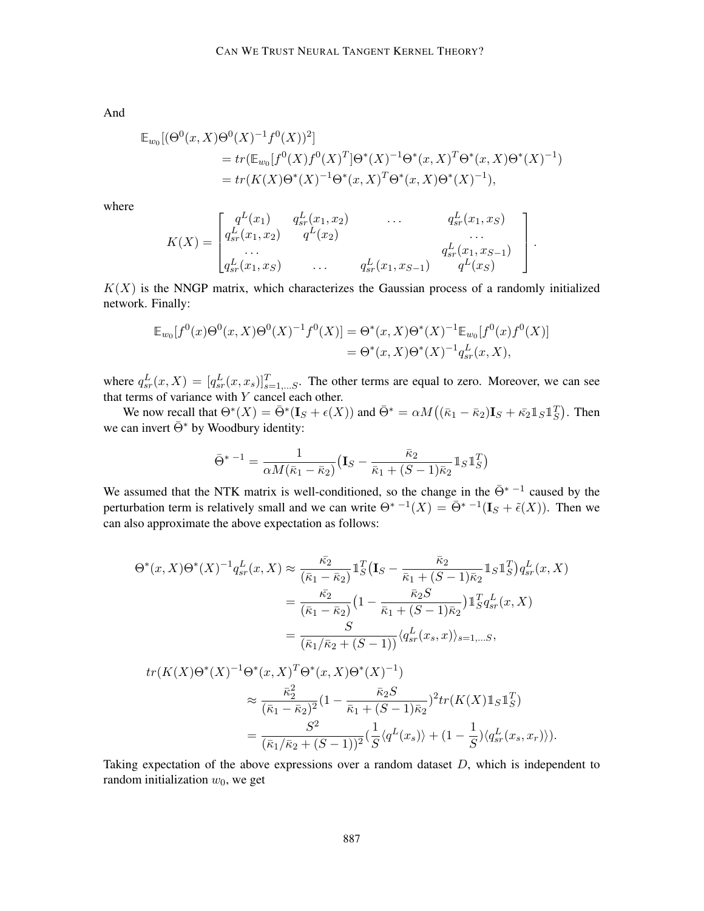And

$$
\begin{aligned}
\mathbb{E}_{w_0}&[(\Theta^0(x,X)\Theta^0(X)^{-1}f^0(X))^2] \\
&= tr(\mathbb{E}_{w_0}[f^0(X)f^0(X)^T]\Theta^*(X)^{-1}\Theta^*(x,X)^T\Theta^*(x,X)\Theta^*(X)^{-1}) \\
&= tr(K(X)\Theta^*(X)^{-1}\Theta^*(x,X)^T\Theta^*(x,X)\Theta^*(X)^{-1}),
\end{aligned}
$$

where

$$
K(X) = \begin{bmatrix} q^L(x_1) & q^L_{sr}(x_1,x_2) & \dots & q^L_{sr}(x_1,x_S) \\ q^L_{sr}(x_1,x_2) & q^L(x_2) & & \dots \\ \dots & & & q^L_{sr}(x_1,x_{S-1}) \\ q^L_{sr}(x_1,x_S) & \dots & q^L_{sr}(x_1,x_{S-1}) & q^L(x_S) \end{bmatrix}.
$$

$K(X)$ is the NNGP matrix, which characterizes the Gaussian process of a randomly initialized network. Finally:

$$
\begin{aligned}
\mathbb{E}_{w_0}[f^0(x)\Theta^0(x,X)\Theta^0(X)^{-1}f^0(X)] &= \Theta^*(x,X)\Theta^*(X)^{-1}\mathbb{E}_{w_0}[f^0(x)f^0(X)] \\
&= \Theta^*(x,X)\Theta^*(X)^{-1}q^L_{sr}(x,X),
\end{aligned}
$$

where $q^L_{sr}(x,X) = [q^L_{sr}(x,x_s)]^T_{s=1,\dots S}$. The other terms are equal to zero. Moreover, we can see that terms of variance with $Y$ cancel each other.

We now recall that $\Theta^*(X) = \bar{\Theta}^*(\mathbf{I}_S + \epsilon(X))$ and $\bar{\Theta}^* = \alpha M\big((\bar{\kappa}_1 - \bar{\kappa}_2)\mathbf{I}_S + \bar{\kappa}_2\mathbb{1}_S\mathbb{1}_S^T\big)$. Then we can invert $\bar{\Theta}^*$ by Woodbury identity:

$$
\bar{\Theta}^{*\,-1} = \frac{1}{\alpha M(\bar{\kappa}_1 - \bar{\kappa}_2)}\big(\mathbf{I}_S - \frac{\bar{\kappa}_2}{\bar{\kappa}_1 + (S-1)\bar{\kappa}_2}\mathbb{1}_S\mathbb{1}_S^T\big)
$$

We assumed that the NTK matrix is well-conditioned, so the change in the $\bar{\Theta}^{*\,-1}$ caused by the perturbation term is relatively small and we can write $\Theta^{*\,-1}(X) = \bar{\Theta}^{*\,-1}(\mathbf{I}_S + \tilde{\epsilon}(X))$. Then we can also approximate the above expectation as follows:

$$
\begin{aligned}
\Theta^*(x,X)\Theta^*(X)^{-1}q^L_{sr}(x,X) &\approx \frac{\bar{\kappa_2}}{(\bar{\kappa}_1 - \bar{\kappa}_2)}\mathbb{1}_S^T\big(\mathbf{I}_S - \frac{\bar{\kappa}_2}{\bar{\kappa}_1 + (S-1)\bar{\kappa}_2}\mathbb{1}_S\mathbb{1}_S^T\big)q^L_{sr}(x,X) \\
&= \frac{\bar{\kappa_2}}{(\bar{\kappa}_1 - \bar{\kappa}_2)}\big(1 - \frac{\bar{\kappa}_2 S}{\bar{\kappa}_1 + (S-1)\bar{\kappa}_2}\big)\mathbb{1}_S^T q^L_{sr}(x,X) \\
&= \frac{S}{(\bar{\kappa}_1/\bar{\kappa}_2 + (S-1))}\langle q^L_{sr}(x_s,x)\rangle_{s=1,\dots S},
\end{aligned}
$$

$$
\begin{aligned}
tr(K(X)&\Theta^*(X)^{-1}\Theta^*(x,X)^T\Theta^*(x,X)\Theta^*(X)^{-1}) \\
&\approx \frac{\bar{\kappa}_2^2}{(\bar{\kappa}_1 - \bar{\kappa}_2)^2}\big(1 - \frac{\bar{\kappa}_2 S}{\bar{\kappa}_1 + (S-1)\bar{\kappa}_2}\big)^2 tr(K(X)\mathbb{1}_S\mathbb{1}_S^T) \\
&= \frac{S^2}{(\bar{\kappa}_1/\bar{\kappa}_2 + (S-1))^2}\big(\frac{1}{S}\langle q^L(x_s)\rangle + (1 - \frac{1}{S})\langle q^L_{sr}(x_s,x_r)\rangle\big).
\end{aligned}
$$

Taking expectation of the above expressions over a random dataset $D$, which is independent to random initialization $w_0$, we get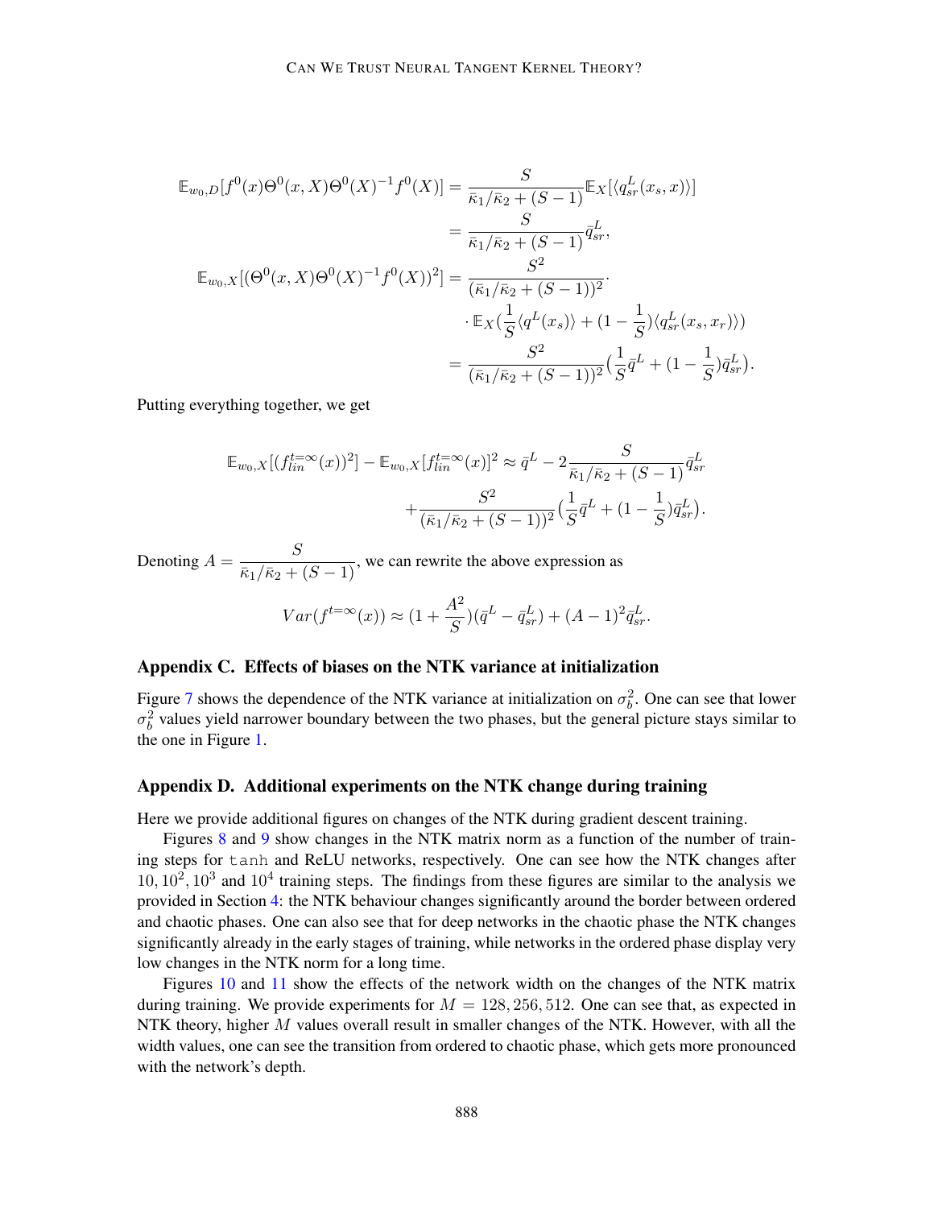$$
\begin{aligned}
\mathbb{E}_{w_0,D}[f^0(x)\Theta^0(x,X)\Theta^0(X)^{-1}f^0(X)] &= \frac{S}{\bar{\kappa}_1/\bar{\kappa}_2 + (S-1)}\mathbb{E}_X[\langle q^L_{sr}(x_s,x)\rangle] \\
&= \frac{S}{\bar{\kappa}_1/\bar{\kappa}_2 + (S-1)}\bar{q}^L_{sr}, \\
\mathbb{E}_{w_0,X}[(\Theta^0(x,X)\Theta^0(X)^{-1}f^0(X))^2] &= \frac{S^2}{(\bar{\kappa}_1/\bar{\kappa}_2 + (S-1))^2}\cdot \\
&\quad \cdot \mathbb{E}_X\big(\frac{1}{S}\langle q^L(x_s)\rangle + (1-\frac{1}{S})\langle q^L_{sr}(x_s,x_r)\rangle\big) \\
&= \frac{S^2}{(\bar{\kappa}_1/\bar{\kappa}_2 + (S-1))^2}\big(\frac{1}{S}\bar{q}^L + (1-\frac{1}{S})\bar{q}^L_{sr}\big).
\end{aligned}
$$

Putting everything together, we get

$$
\begin{aligned}
\mathbb{E}_{w_0,X}[(f^{t=\infty}_{lin}(x))^2] - \mathbb{E}_{w_0,X}[f^{t=\infty}_{lin}(x)]^2 \approx \bar{q}^L - 2\frac{S}{\bar{\kappa}_1/\bar{\kappa}_2 + (S-1)}\bar{q}^L_{sr} \\
+ \frac{S^2}{(\bar{\kappa}_1/\bar{\kappa}_2 + (S-1))^2}\big(\frac{1}{S}\bar{q}^L + (1-\frac{1}{S})\bar{q}^L_{sr}\big).
\end{aligned}
$$

Denoting $A = \dfrac{S}{\bar{\kappa}_1/\bar{\kappa}_2 + (S-1)}$, we can rewrite the above expression as

$$
Var(f^{t=\infty}(x)) \approx (1 + \frac{A^2}{S})(\bar{q}^L - \bar{q}^L_{sr}) + (A-1)^2\bar{q}^L_{sr}.
$$

## Appendix C. Effects of biases on the NTK variance at initialization

Figure 7 shows the dependence of the NTK variance at initialization on $\sigma_b^2$. One can see that lower $\sigma_b^2$ values yield narrower boundary between the two phases, but the general picture stays similar to the one in Figure 1.

## Appendix D. Additional experiments on the NTK change during training

Here we provide additional figures on changes of the NTK during gradient descent training.

Figures 8 and 9 show changes in the NTK matrix norm as a function of the number of training steps for tanh and ReLU networks, respectively. One can see how the NTK changes after $10, 10^2, 10^3$ and $10^4$ training steps. The findings from these figures are similar to the analysis we provided in Section 4: the NTK behaviour changes significantly around the border between ordered and chaotic phases. One can also see that for deep networks in the chaotic phase the NTK changes significantly already in the early stages of training, while networks in the ordered phase display very low changes in the NTK norm for a long time.

Figures 10 and 11 show the effects of the network width on the changes of the NTK matrix during training. We provide experiments for $M = 128, 256, 512$. One can see that, as expected in NTK theory, higher $M$ values overall result in smaller changes of the NTK. However, with all the width values, one can see the transition from ordered to chaotic phase, which gets more pronounced with the network's depth.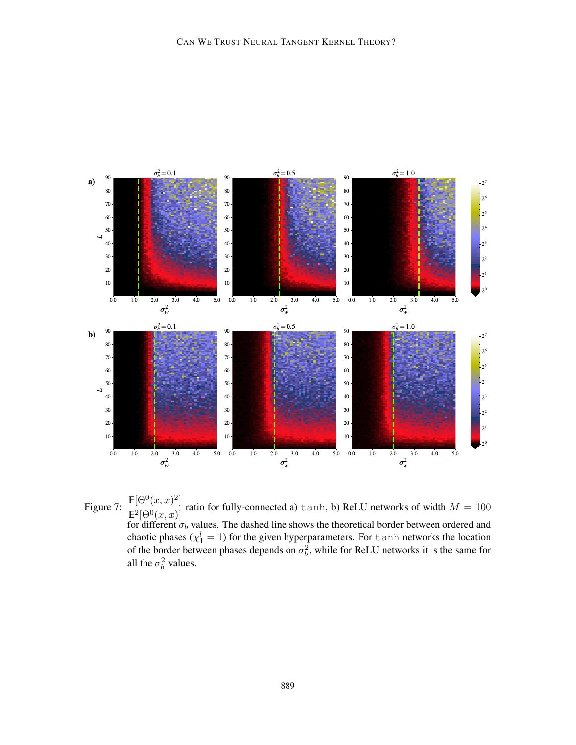Figure 7: $\dfrac{\mathbb{E}[\Theta^0(x,x)^2]}{\mathbb{E}^2[\Theta^0(x,x)]}$ ratio for fully-connected a) tanh, b) ReLU networks of width $M = 100$ for different $\sigma_b$ values. The dashed line shows the theoretical border between ordered and chaotic phases ($\chi_1^l = 1$) for the given hyperparameters. For tanh networks the location of the border between phases depends on $\sigma_b^2$, while for ReLU networks it is the same for all the $\sigma_b^2$ values.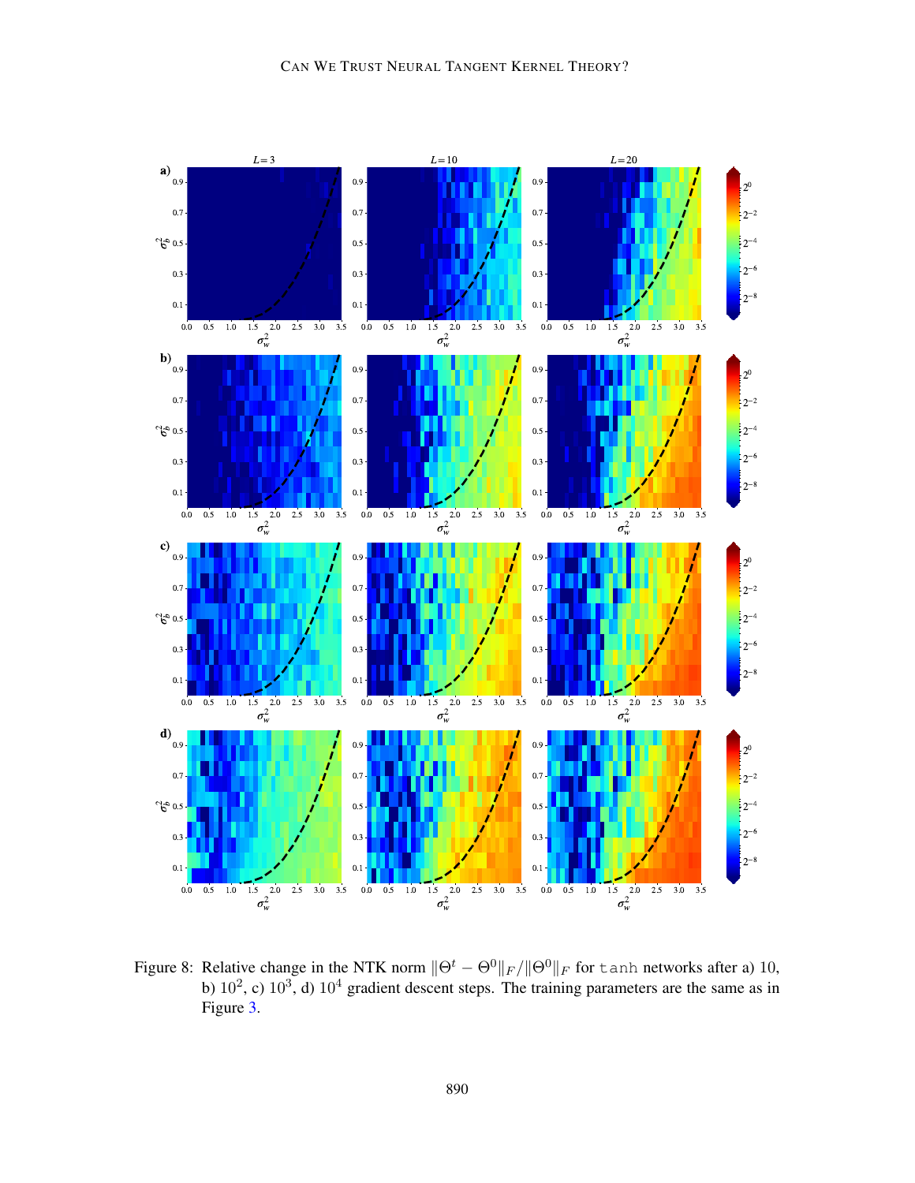Figure 8: Relative change in the NTK norm $\|\Theta^t - \Theta^0\|_F / \|\Theta^0\|_F$ for `tanh` networks after a) 10, b) $10^2$, c) $10^3$, d) $10^4$ gradient descent steps. The training parameters are the same as in Figure 3.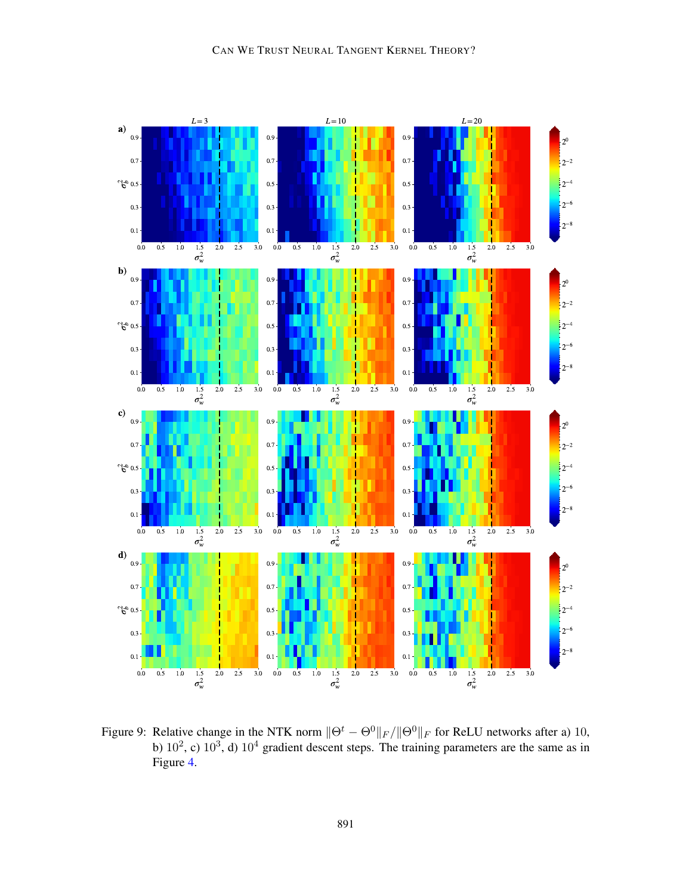Figure 9: Relative change in the NTK norm $\|\Theta^t - \Theta^0\|_F / \|\Theta^0\|_F$ for ReLU networks after a) 10, b) $10^2$, c) $10^3$, d) $10^4$ gradient descent steps. The training parameters are the same as in Figure 4.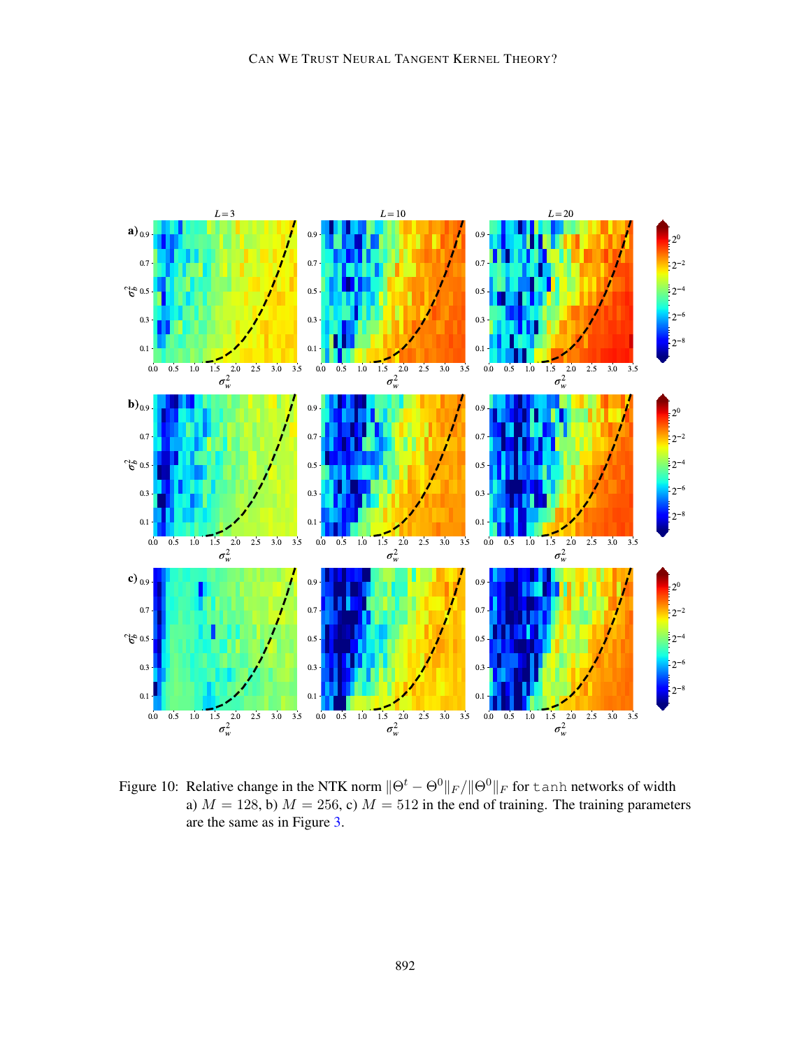Figure 10: Relative change in the NTK norm $\|\Theta^t - \Theta^0\|_F / \|\Theta^0\|_F$ for `tanh` networks of width a) $M = 128$, b) $M = 256$, c) $M = 512$ in the end of training. The training parameters are the same as in Figure 3.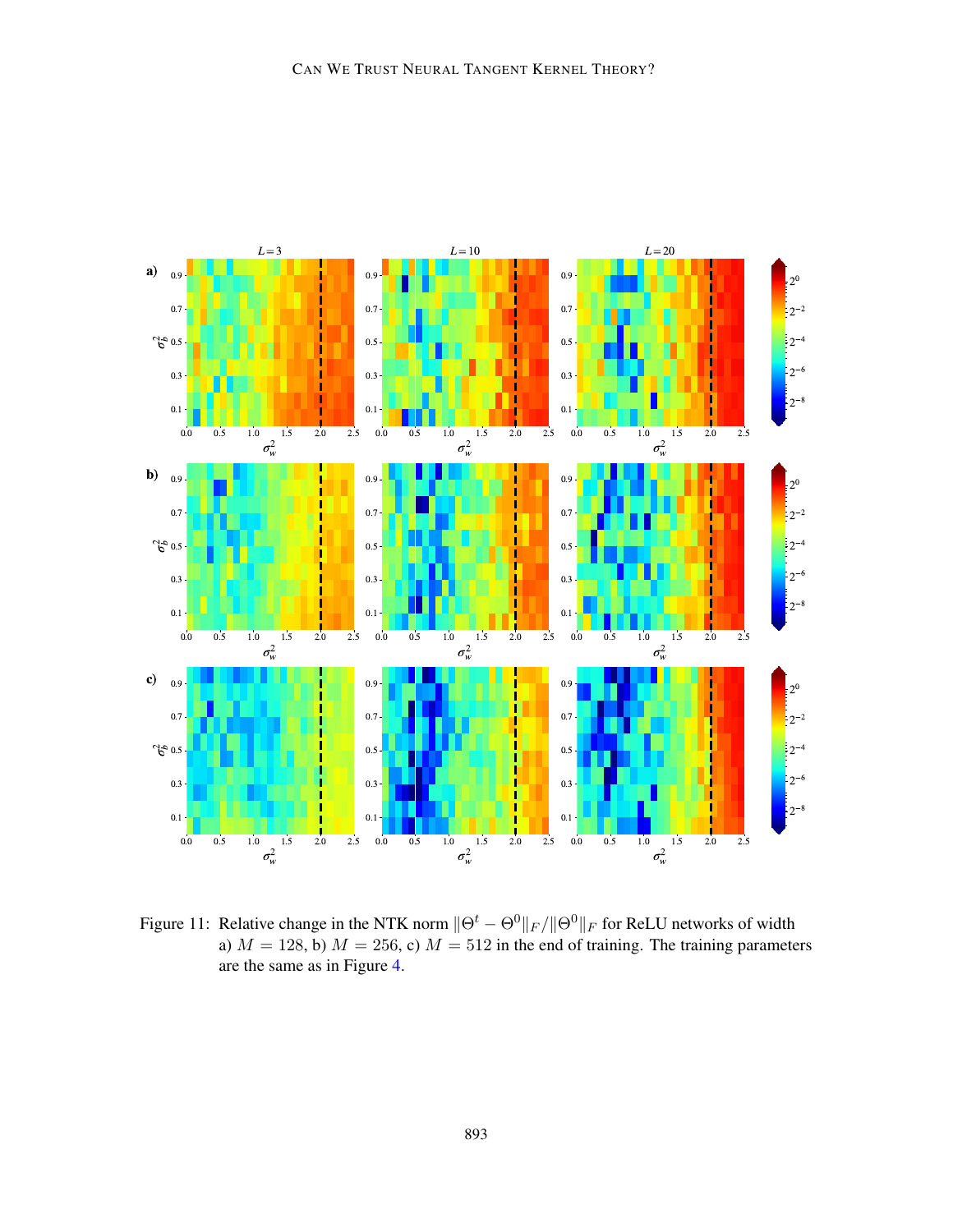Figure 11: Relative change in the NTK norm $\|\Theta^t - \Theta^0\|_F / \|\Theta^0\|_F$ for ReLU networks of width a) $M = 128$, b) $M = 256$, c) $M = 512$ in the end of training. The training parameters are the same as in Figure 4.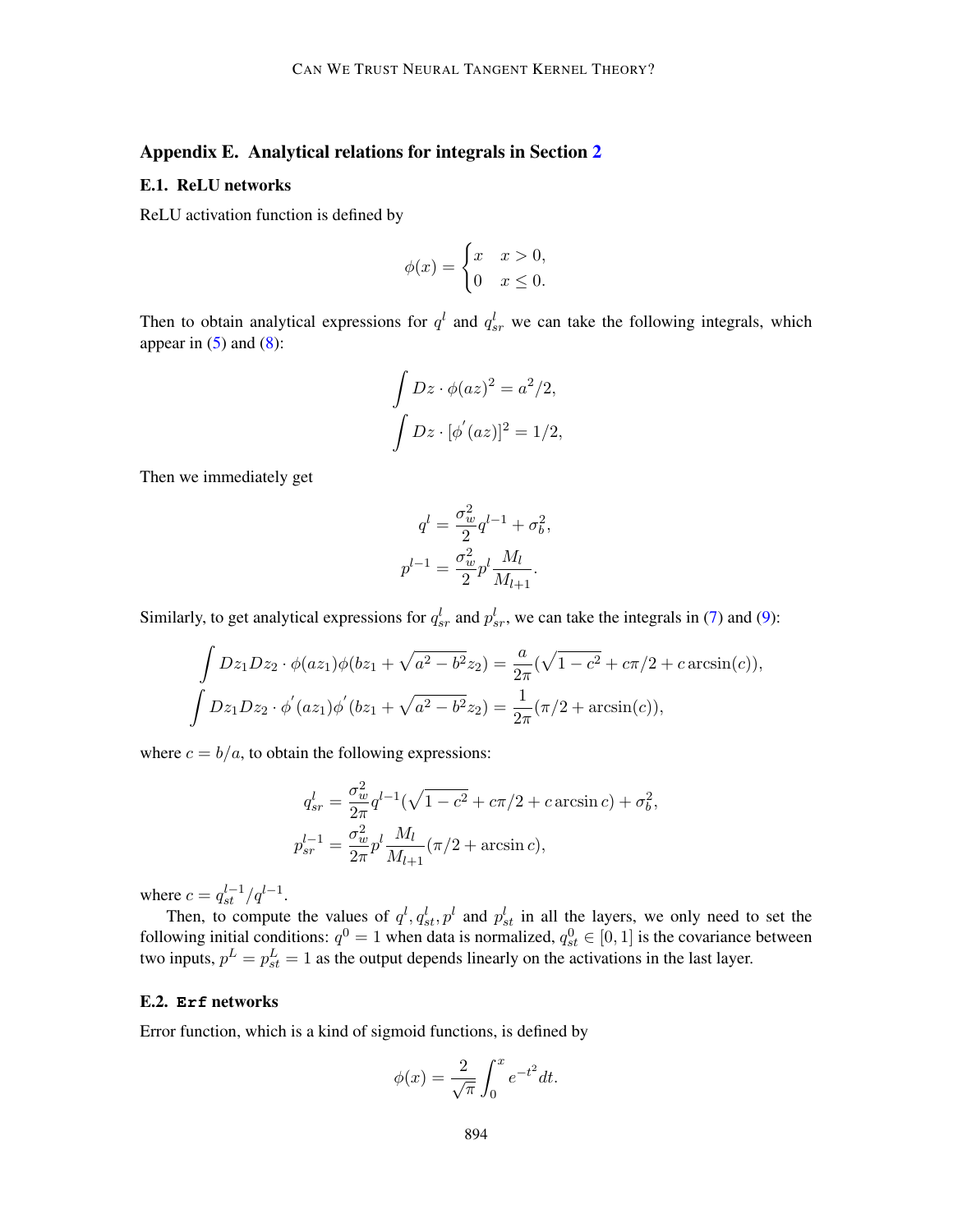## Appendix E. Analytical relations for integrals in Section 2

### E.1. ReLU networks

ReLU activation function is defined by

$$\phi(x) = \begin{cases} x & x > 0, \\ 0 & x \leq 0. \end{cases}$$

Then to obtain analytical expressions for $q^l$ and $q^l_{sr}$ we can take the following integrals, which appear in (5) and (8):

$$\int Dz \cdot \phi(az)^2 = a^2/2,$$
$$\int Dz \cdot [\phi^{'}(az)]^2 = 1/2,$$

Then we immediately get

$$q^l = \frac{\sigma_w^2}{2} q^{l-1} + \sigma_b^2,$$
$$p^{l-1} = \frac{\sigma_w^2}{2} p^l \frac{M_l}{M_{l+1}}.$$

Similarly, to get analytical expressions for $q^l_{sr}$ and $p^l_{sr}$, we can take the integrals in (7) and (9):

$$\int Dz_1 Dz_2 \cdot \phi(az_1)\phi(bz_1 + \sqrt{a^2 - b^2} z_2) = \frac{a}{2\pi}(\sqrt{1-c^2} + c\pi/2 + c\arcsin(c)),$$
$$\int Dz_1 Dz_2 \cdot \phi^{'}(az_1)\phi^{'}(bz_1 + \sqrt{a^2 - b^2} z_2) = \frac{1}{2\pi}(\pi/2 + \arcsin(c)),$$

where $c = b/a$, to obtain the following expressions:

$$q^l_{sr} = \frac{\sigma_w^2}{2\pi} q^{l-1}(\sqrt{1-c^2} + c\pi/2 + c\arcsin c) + \sigma_b^2,$$
$$p^{l-1}_{sr} = \frac{\sigma_w^2}{2\pi} p^l \frac{M_l}{M_{l+1}}(\pi/2 + \arcsin c),$$

where $c = q^{l-1}_{st}/q^{l-1}$.

Then, to compute the values of $q^l, q^l_{st}, p^l$ and $p^l_{st}$ in all the layers, we only need to set the following initial conditions: $q^0 = 1$ when data is normalized, $q^0_{st} \in [0, 1]$ is the covariance between two inputs, $p^L = p^L_{st} = 1$ as the output depends linearly on the activations in the last layer.

### E.2. Erf networks

Error function, which is a kind of sigmoid functions, is defined by

$$\phi(x) = \frac{2}{\sqrt{\pi}} \int_0^x e^{-t^2} dt.$$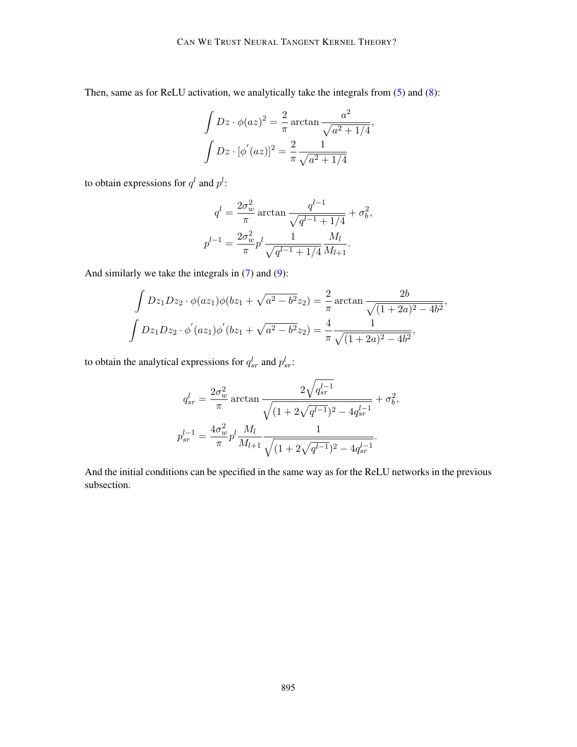Then, same as for ReLU activation, we analytically take the integrals from (5) and (8):

$$\int Dz \cdot \phi(az)^2 = \frac{2}{\pi} \arctan \frac{a^2}{\sqrt{a^2 + 1/4}},$$
$$\int Dz \cdot [\phi^{'}(az)]^2 = \frac{2}{\pi} \frac{1}{\sqrt{a^2 + 1/4}}$$

to obtain expressions for $q^l$ and $p^l$:

$$q^l = \frac{2\sigma_w^2}{\pi} \arctan \frac{q^{l-1}}{\sqrt{q^{l-1} + 1/4}} + \sigma_b^2,$$
$$p^{l-1} = \frac{2\sigma_w^2}{\pi} p^l \frac{1}{\sqrt{q^{l-1} + 1/4}} \frac{M_l}{M_{l+1}}.$$

And similarly we take the integrals in (7) and (9):

$$\int Dz_1 Dz_2 \cdot \phi(az_1)\phi(bz_1 + \sqrt{a^2 - b^2} z_2) = \frac{2}{\pi} \arctan \frac{2b}{\sqrt{(1+2a)^2 - 4b^2}},$$
$$\int Dz_1 Dz_2 \cdot \phi^{'}(az_1)\phi^{'}(bz_1 + \sqrt{a^2 - b^2} z_2) = \frac{4}{\pi} \frac{1}{\sqrt{(1+2a)^2 - 4b^2}},$$

to obtain the analytical expressions for $q^l_{sr}$ and $p^l_{sr}$:

$$q^l_{sr} = \frac{2\sigma_w^2}{\pi} \arctan \frac{2\sqrt{q^{l-1}_{sr}}}{\sqrt{(1 + 2\sqrt{q^{l-1}})^2 - 4q^{l-1}_{sr}}} + \sigma_b^2,$$
$$p^{l-1}_{sr} = \frac{4\sigma_w^2}{\pi} p^l \frac{M_l}{M_{l+1}} \frac{1}{\sqrt{(1 + 2\sqrt{q^{l-1}})^2 - 4q^{l-1}_{sr}}}.$$

And the initial conditions can be specified in the same way as for the ReLU networks in the previous subsection.